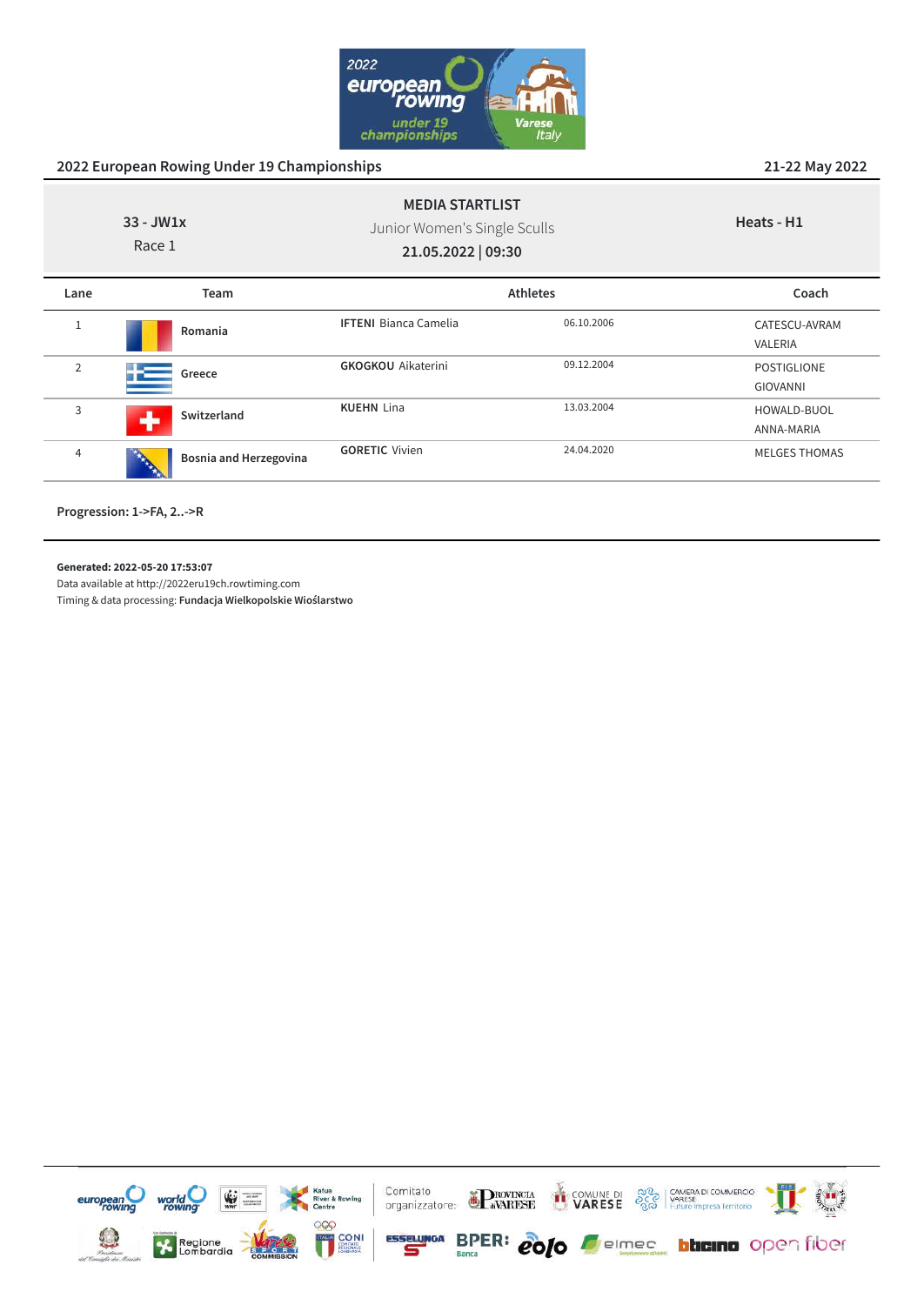## 2022 European Rowing Under 19 Championships

21-22 May 2022

**MEDIA STARTLIST**

Junior Women's Single Sculls

**21.05.2022 | 09:30**

33 - JW1x

Race 1

**Heats - H1**

| Lane | Team | Athletes | | Coach |
|---|---|---|---|---|
| 1 | Romania | **IFTENI** Bianca Camelia | 06.10.2006 | CATESCU-AVRAM VALERIA |
| 2 | Greece | **GKOGKOU** Aikaterini | 09.12.2004 | POSTIGLIONE GIOVANNI |
| 3 | Switzerland | **KUEHN** Lina | 13.03.2004 | HOWALD-BUOL ANNA-MARIA |
| 4 | Bosnia and Herzegovina | **GORETIC** Vivien | 24.04.2020 | MELGES THOMAS |

**Progression: 1->FA, 2..->R**

**Generated: 2022-05-20 17:53:07**

Data available at http://2022eru19ch.rowtiming.com

Timing & data processing: **Fundacja Wielkopolskie Wioślarstwo**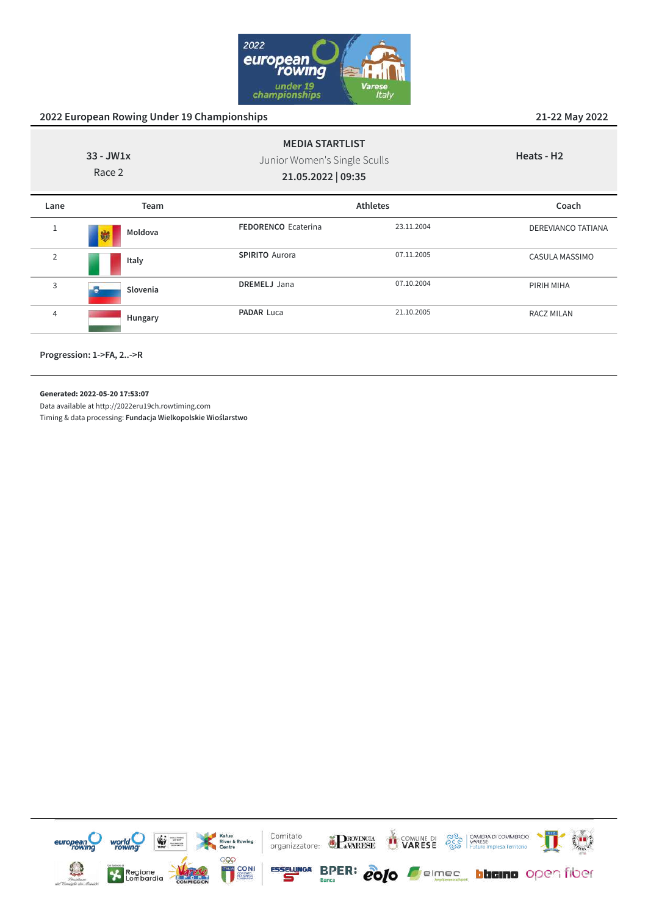## 2022 European Rowing Under 19 Championships

21-22 May 2022

**33 - JW1x**
Race 2

**MEDIA STARTLIST**
Junior Women's Single Sculls
**21.05.2022 | 09:35**

**Heats - H2**

| Lane | Team | Athletes | | Coach |
|---|---|---|---|---|
| 1 | Moldova | **FEDORENCO** Ecaterina | 23.11.2004 | DEREVIANCO TATIANA |
| 2 | Italy | **SPIRITO** Aurora | 07.11.2005 | CASULA MASSIMO |
| 3 | Slovenia | **DREMELJ** Jana | 07.10.2004 | PIRIH MIHA |
| 4 | Hungary | **PADAR** Luca | 21.10.2005 | RACZ MILAN |

**Progression: 1->FA, 2..->R**

**Generated: 2022-05-20 17:53:07**
Data available at http://2022eru19ch.rowtiming.com
Timing & data processing: **Fundacja Wielkopolskie Wioślarstwo**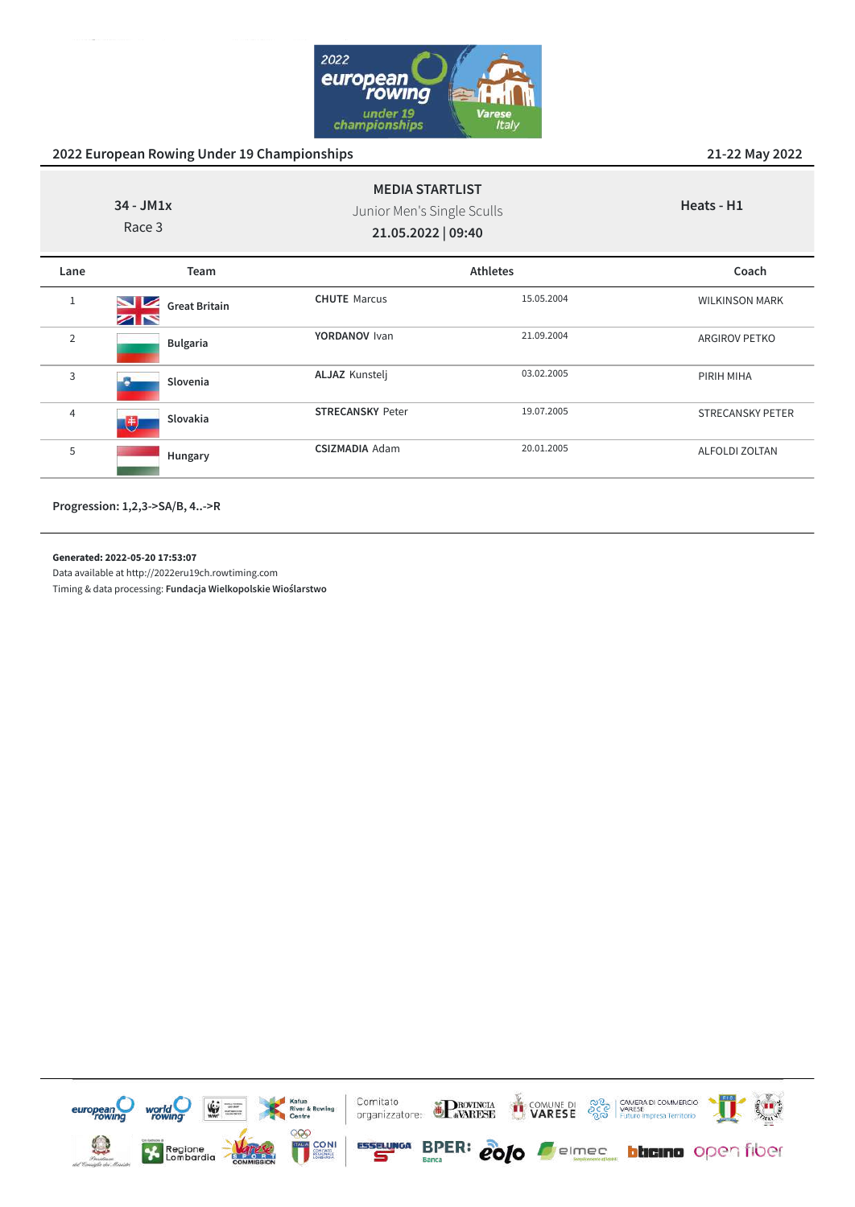## 2022 European Rowing Under 19 Championships

21-22 May 2022

**34 - JM1x**
Race 3

**MEDIA STARTLIST**
Junior Men's Single Sculls
**21.05.2022 | 09:40**

**Heats - H1**

| Lane | Team | Athletes | | Coach |
|---|---|---|---|---|
| 1 | **Great Britain** | **CHUTE** Marcus | 15.05.2004 | WILKINSON MARK |
| 2 | **Bulgaria** | **YORDANOV** Ivan | 21.09.2004 | ARGIROV PETKO |
| 3 | **Slovenia** | **ALJAZ** Kunstelj | 03.02.2005 | PIRIH MIHA |
| 4 | **Slovakia** | **STRECANSKY** Peter | 19.07.2005 | STRECANSKY PETER |
| 5 | **Hungary** | **CSIZMADIA** Adam | 20.01.2005 | ALFOLDI ZOLTAN |

**Progression: 1,2,3->SA/B, 4..->R**

**Generated: 2022-05-20 17:53:07**
Data available at http://2022eru19ch.rowtiming.com
Timing & data processing: **Fundacja Wielkopolskie Wioślarstwo**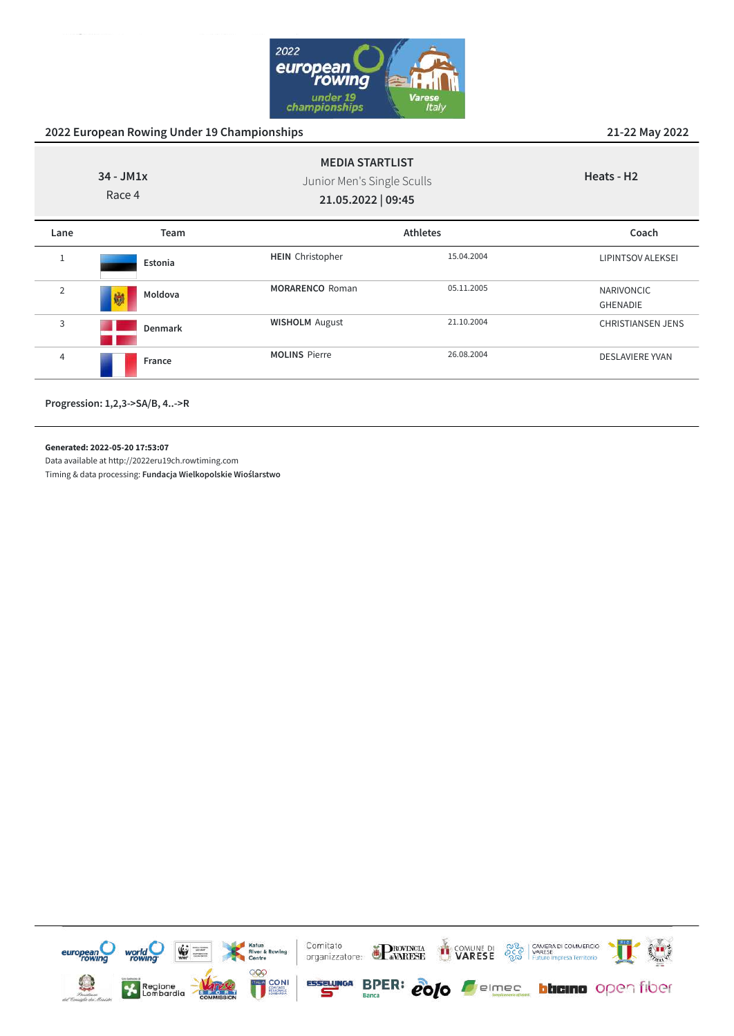## 2022 European Rowing Under 19 Championships

21-22 May 2022

**34 - JM1x**
Race 4

**MEDIA STARTLIST**
Junior Men's Single Sculls
**21.05.2022 | 09:45**

**Heats - H2**

| Lane | Team | Athletes | | Coach |
|---|---|---|---|---|
| 1 | Estonia | **HEIN** Christopher | 15.04.2004 | LIPINTSOV ALEKSEI |
| 2 | Moldova | **MORARENCO** Roman | 05.11.2005 | NARIVONCIC GHENADIE |
| 3 | Denmark | **WISHOLM** August | 21.10.2004 | CHRISTIANSEN JENS |
| 4 | France | **MOLINS** Pierre | 26.08.2004 | DESLAVIERE YVAN |

**Progression: 1,2,3->SA/B, 4..->R**

**Generated: 2022-05-20 17:53:07**
Data available at http://2022eru19ch.rowtiming.com
Timing & data processing: **Fundacja Wielkopolskie Wioślarstwo**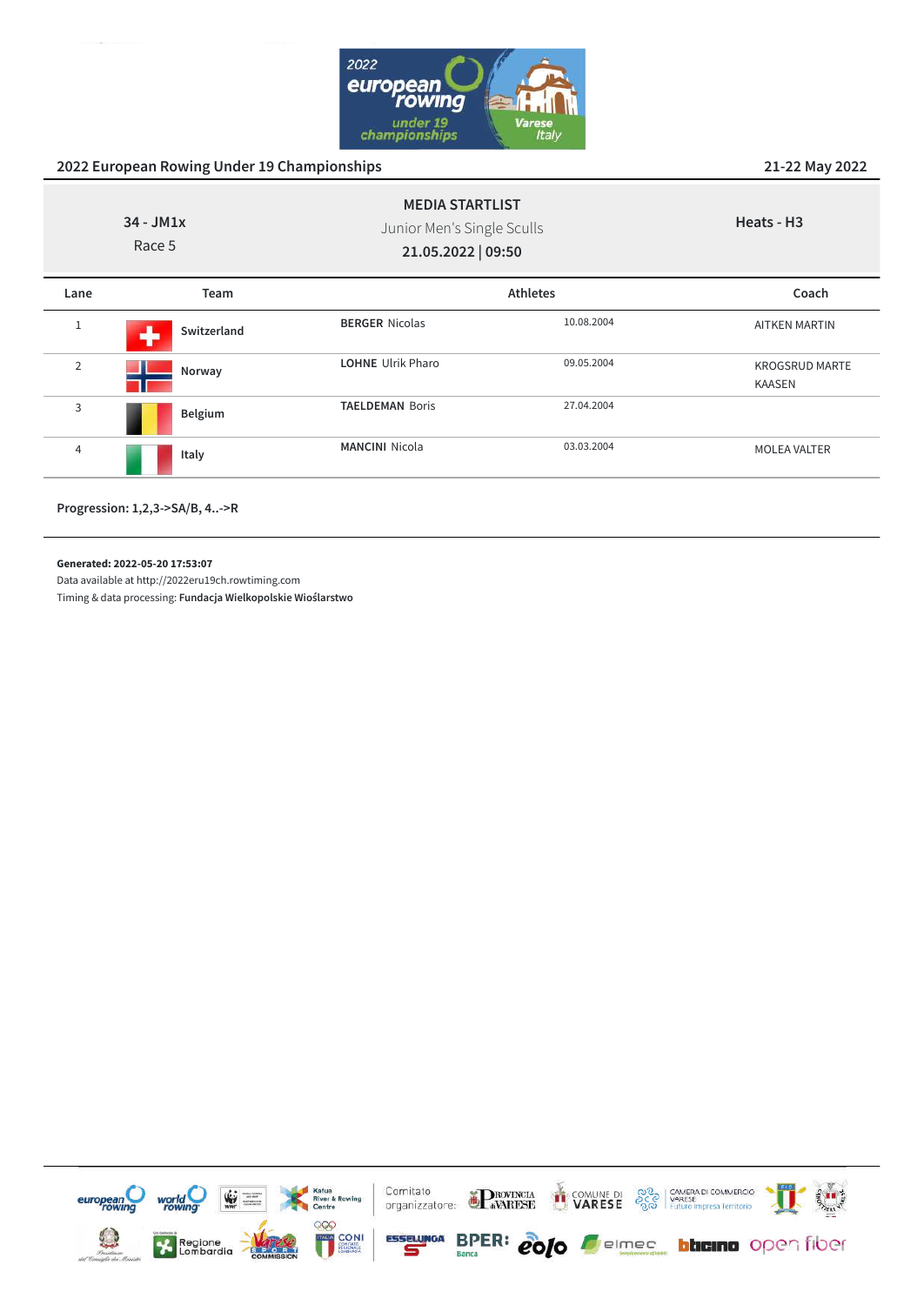2022 European Rowing Under 19 Championships

21-22 May 2022

**34 - JM1x**
Race 5

**MEDIA STARTLIST**
Junior Men's Single Sculls
**21.05.2022 | 09:50**

**Heats - H3**

| Lane | Team | Athletes | | Coach |
|---|---|---|---|---|
| 1 | Switzerland | **BERGER** Nicolas | 10.08.2004 | AITKEN MARTIN |
| 2 | Norway | **LOHNE** Ulrik Pharo | 09.05.2004 | KROGSRUD MARTE KAASEN |
| 3 | Belgium | **TAELDEMAN** Boris | 27.04.2004 | |
| 4 | Italy | **MANCINI** Nicola | 03.03.2004 | MOLEA VALTER |

**Progression: 1,2,3->SA/B, 4..->R**

**Generated: 2022-05-20 17:53:07**
Data available at http://2022eru19ch.rowtiming.com
Timing & data processing: **Fundacja Wielkopolskie Wioślarstwo**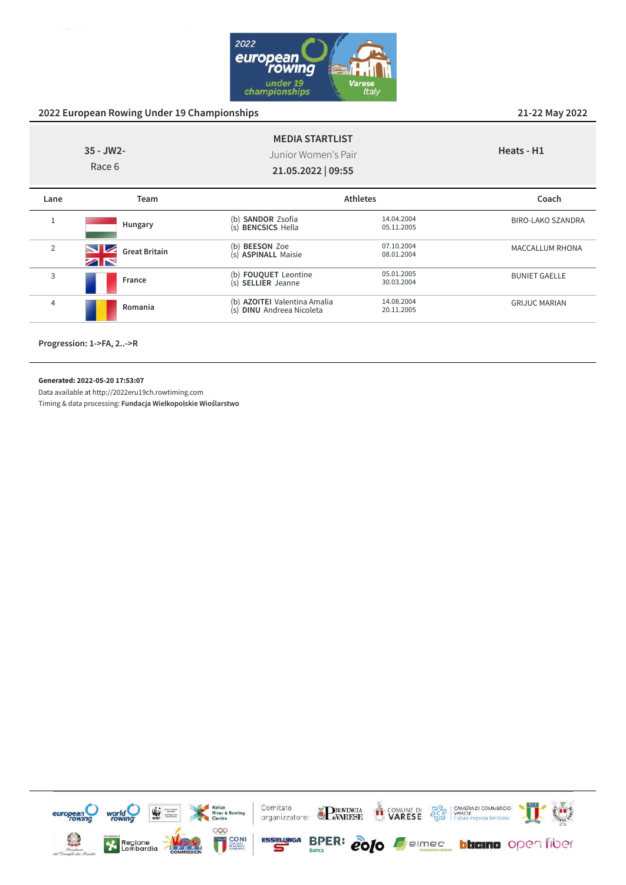## 2022 European Rowing Under 19 Championships

21-22 May 2022

35 - JW2-
Race 6

**MEDIA STARTLIST**

Junior Women's Pair

**21.05.2022 | 09:55**

**Heats - H1**

| Lane | Team | Athletes | | Coach |
|---|---|---|---|---|
| 1 | Hungary | (b) **SANDOR** Zsofia<br>(s) **BENCSICS** Hella | 14.04.2004<br>05.11.2005 | BIRO-LAKO SZANDRA |
| 2 | Great Britain | (b) **BEESON** Zoe<br>(s) **ASPINALL** Maisie | 07.10.2004<br>08.01.2004 | MACCALLUM RHONA |
| 3 | France | (b) **FOUQUET** Leontine<br>(s) **SELLIER** Jeanne | 05.01.2005<br>30.03.2004 | BUNIET GAELLE |
| 4 | Romania | (b) **AZOITEI** Valentina Amalia<br>(s) **DINU** Andreea Nicoleta | 14.08.2004<br>20.11.2005 | GRIJUC MARIAN |

**Progression: 1->FA, 2..->R**

**Generated: 2022-05-20 17:53:07**

Data available at http://2022eru19ch.rowtiming.com

Timing & data processing: **Fundacja Wielkopolskie Wioślarstwo**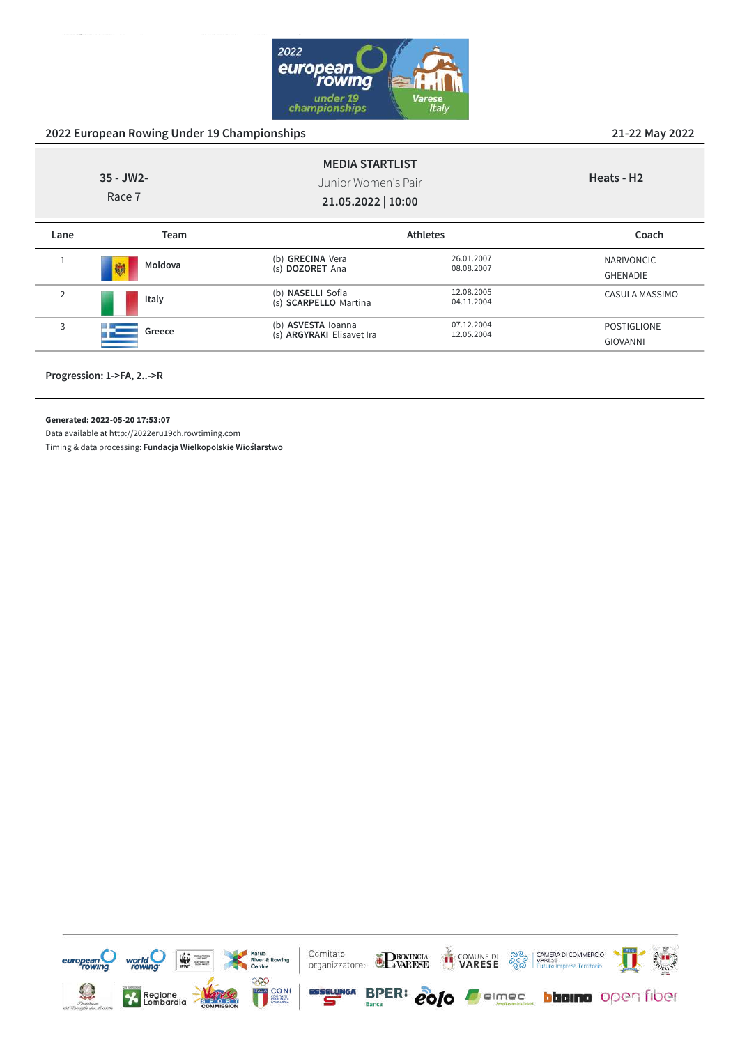## 2022 European Rowing Under 19 Championships

21-22 May 2022

35 - JW2-
Race 7

**MEDIA STARTLIST**
Junior Women's Pair
**21.05.2022 | 10:00**

**Heats - H2**

| Lane | Team | Athletes | | Coach |
|---|---|---|---|---|
| 1 | Moldova | (b) **GRECINA** Vera<br>(s) **DOZORET** Ana | 26.01.2007<br>08.08.2007 | NARIVONCIC GHENADIE |
| 2 | Italy | (b) **NASELLI** Sofia<br>(s) **SCARPELLO** Martina | 12.08.2005<br>04.11.2004 | CASULA MASSIMO |
| 3 | Greece | (b) **ASVESTA** Ioanna<br>(s) **ARGYRAKI** Elisavet Ira | 07.12.2004<br>12.05.2004 | POSTIGLIONE GIOVANNI |

**Progression: 1->FA, 2..->R**

**Generated: 2022-05-20 17:53:07**
Data available at http://2022eru19ch.rowtiming.com
Timing & data processing: **Fundacja Wielkopolskie Wioślarstwo**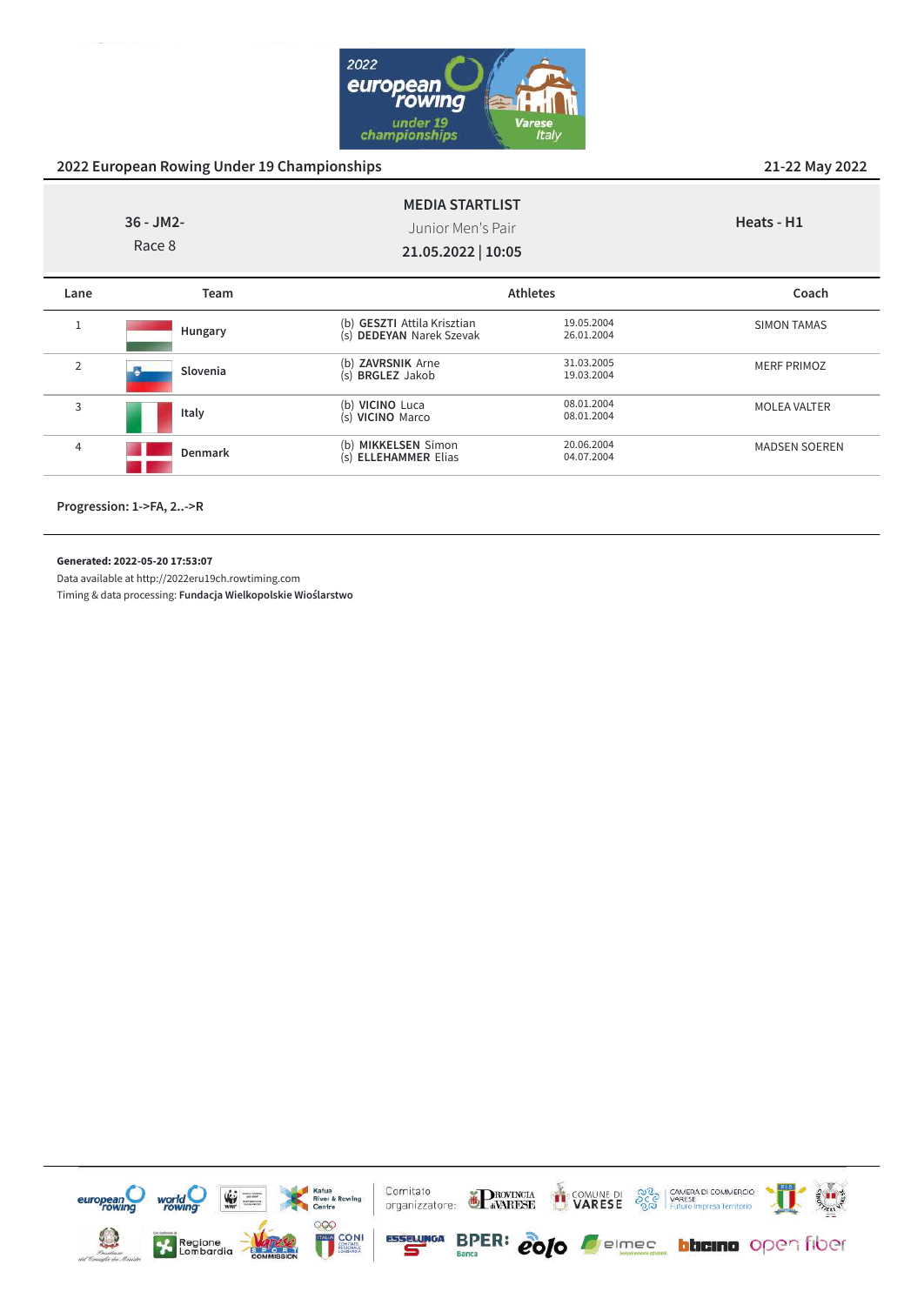## 2022 European Rowing Under 19 Championships

21-22 May 2022

**MEDIA STARTLIST**

Junior Men's Pair

**21.05.2022 | 10:05**

36 - JM2-
Race 8

**Heats - H1**

| Lane | Team | Athletes | | Coach |
| --- | --- | --- | --- | --- |
| 1 | Hungary | (b) **GESZTI** Attila Krisztian<br>(s) **DEDEYAN** Narek Szevak | 19.05.2004<br>26.01.2004 | SIMON TAMAS |
| 2 | Slovenia | (b) **ZAVRSNIK** Arne<br>(s) **BRGLEZ** Jakob | 31.03.2005<br>19.03.2004 | MERF PRIMOZ |
| 3 | Italy | (b) **VICINO** Luca<br>(s) **VICINO** Marco | 08.01.2004<br>08.01.2004 | MOLEA VALTER |
| 4 | Denmark | (b) **MIKKELSEN** Simon<br>(s) **ELLEHAMMER** Elias | 20.06.2004<br>04.07.2004 | MADSEN SOEREN |

**Progression: 1->FA, 2..->R**

**Generated: 2022-05-20 17:53:07**

Data available at http://2022eru19ch.rowtiming.com

Timing & data processing: **Fundacja Wielkopolskie Wioślarstwo**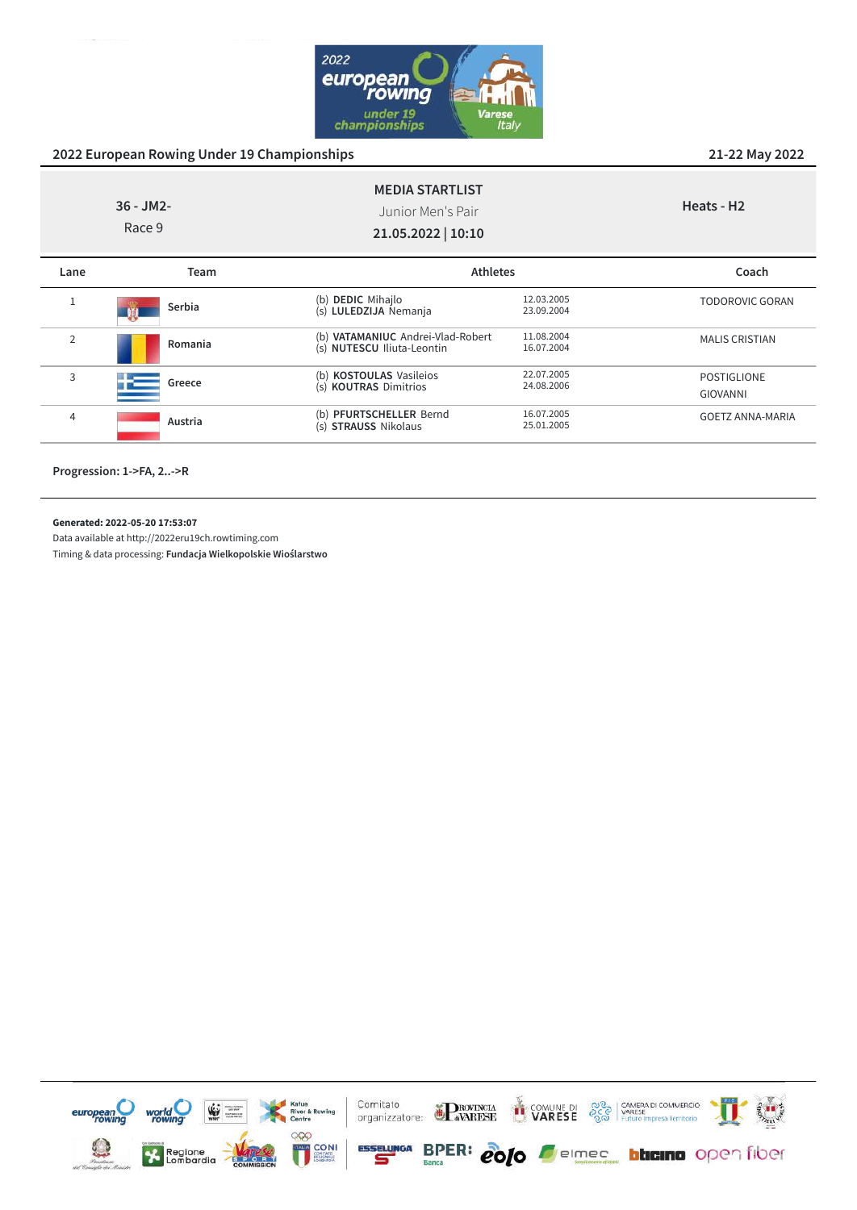## 2022 European Rowing Under 19 Championships

21-22 May 2022

**MEDIA STARTLIST**

36 - JM2-
Race 9

Junior Men's Pair

**21.05.2022 | 10:10**

**Heats - H2**

| Lane | Team | Athletes | | Coach |
|---|---|---|---|---|
| 1 | Serbia | (b) **DEDIC** Mihajlo<br>(s) **LULEDZIJA** Nemanja | 12.03.2005<br>23.09.2004 | TODOROVIC GORAN |
| 2 | Romania | (b) **VATAMANIUC** Andrei-Vlad-Robert<br>(s) **NUTESCU** Iliuta-Leontin | 11.08.2004<br>16.07.2004 | MALIS CRISTIAN |
| 3 | Greece | (b) **KOSTOULAS** Vasileios<br>(s) **KOUTRAS** Dimitrios | 22.07.2005<br>24.08.2006 | POSTIGLIONE GIOVANNI |
| 4 | Austria | (b) **PFURTSCHELLER** Bernd<br>(s) **STRAUSS** Nikolaus | 16.07.2005<br>25.01.2005 | GOETZ ANNA-MARIA |

**Progression: 1->FA, 2..->R**

**Generated: 2022-05-20 17:53:07**
Data available at http://2022eru19ch.rowtiming.com
Timing & data processing: **Fundacja Wielkopolskie Wioślarstwo**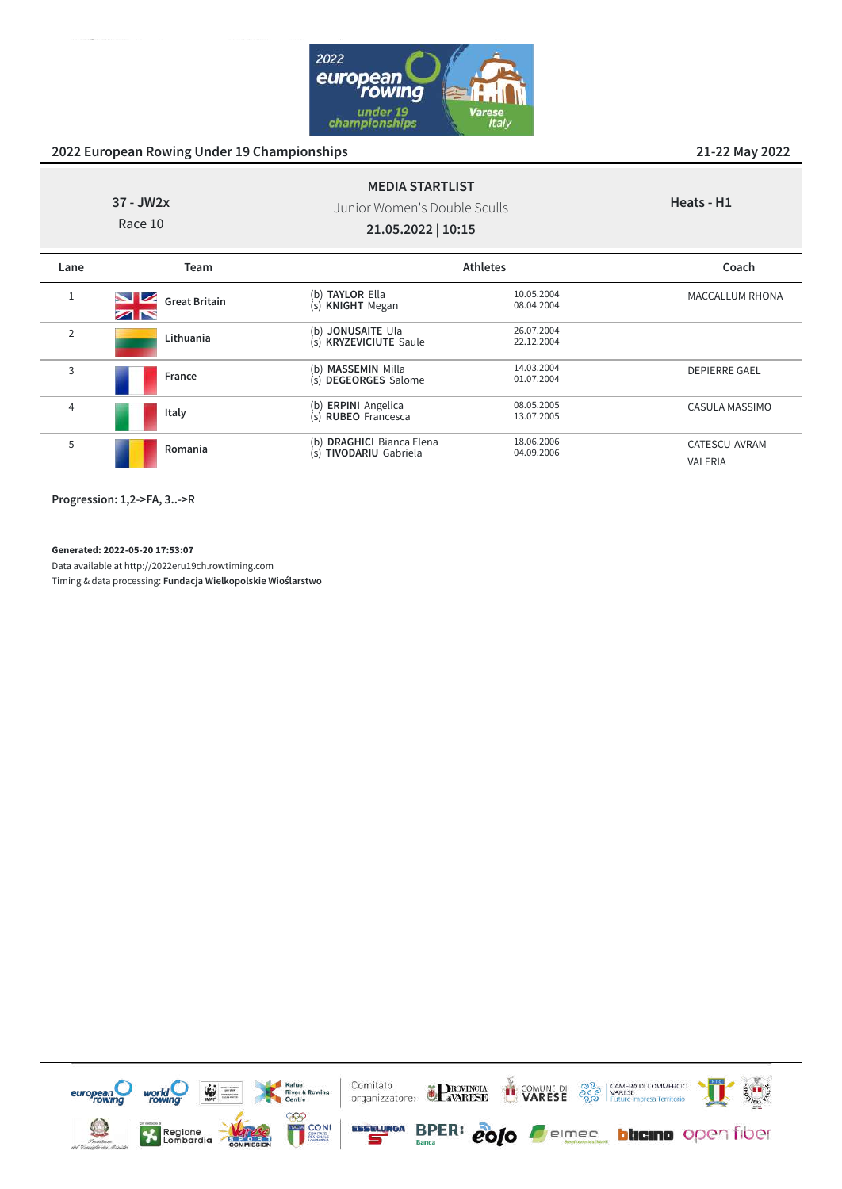## MEDIA STARTLIST

**37 - JW2x**
Race 10

Junior Women's Double Sculls

**21.05.2022 | 10:15**

**Heats - H1**

| Lane | Team | Athletes | | Coach |
|---|---|---|---|---|
| 1 | Great Britain | (b) **TAYLOR** Ella<br>(s) **KNIGHT** Megan | 10.05.2004<br>08.04.2004 | MACCALLUM RHONA |
| 2 | Lithuania | (b) **JONUSAITE** Ula<br>(s) **KRYZEVICIUTE** Saule | 26.07.2004<br>22.12.2004 | |
| 3 | France | (b) **MASSEMIN** Milla<br>(s) **DEGEORGES** Salome | 14.03.2004<br>01.07.2004 | DEPIERRE GAEL |
| 4 | Italy | (b) **ERPINI** Angelica<br>(s) **RUBEO** Francesca | 08.05.2005<br>13.07.2005 | CASULA MASSIMO |
| 5 | Romania | (b) **DRAGHICI** Bianca Elena<br>(s) **TIVODARIU** Gabriela | 18.06.2006<br>04.09.2006 | CATESCU-AVRAM VALERIA |

**Progression: 1,2->FA, 3..->R**

**Generated: 2022-05-20 17:53:07**
Data available at http://2022eru19ch.rowtiming.com
Timing & data processing: **Fundacja Wielkopolskie Wioślarstwo**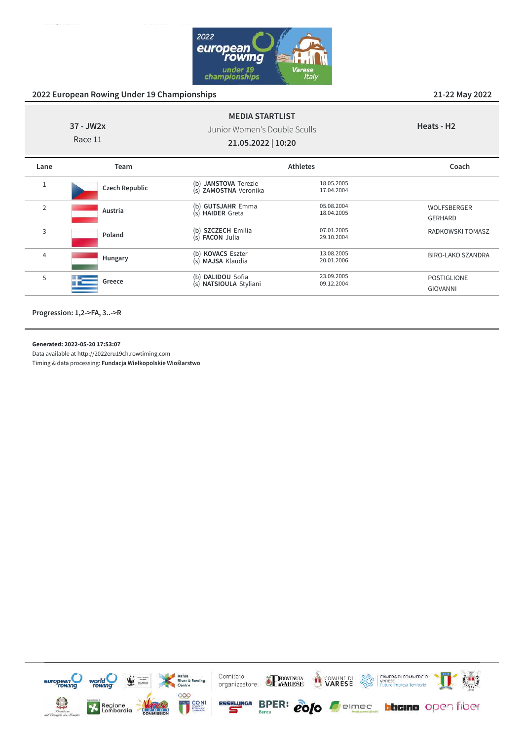2022 European Rowing Under 19 Championships

21-22 May 2022

**MEDIA STARTLIST**

**37 - JW2x**
Race 11

Junior Women's Double Sculls
**21.05.2022 | 10:20**

**Heats - H2**

| Lane | Team | Athletes | | Coach |
|---|---|---|---|---|
| 1 | Czech Republic | (b) **JANSTOVA** Terezie<br>(s) **ZAMOSTNA** Veronika | 18.05.2005<br>17.04.2004 | |
| 2 | Austria | (b) **GUTSJAHR** Emma<br>(s) **HAIDER** Greta | 05.08.2004<br>18.04.2005 | WOLFSBERGER GERHARD |
| 3 | Poland | (b) **SZCZECH** Emilia<br>(s) **FACON** Julia | 07.01.2005<br>29.10.2004 | RADKOWSKI TOMASZ |
| 4 | Hungary | (b) **KOVACS** Eszter<br>(s) **MAJSA** Klaudia | 13.08.2005<br>20.01.2006 | BIRO-LAKO SZANDRA |
| 5 | Greece | (b) **DALIDOU** Sofia<br>(s) **NATSIOULA** Styliani | 23.09.2005<br>09.12.2004 | POSTIGLIONE GIOVANNI |

**Progression: 1,2->FA, 3..->R**

**Generated: 2022-05-20 17:53:07**
Data available at http://2022eru19ch.rowtiming.com
Timing & data processing: **Fundacja Wielkopolskie Wioślarstwo**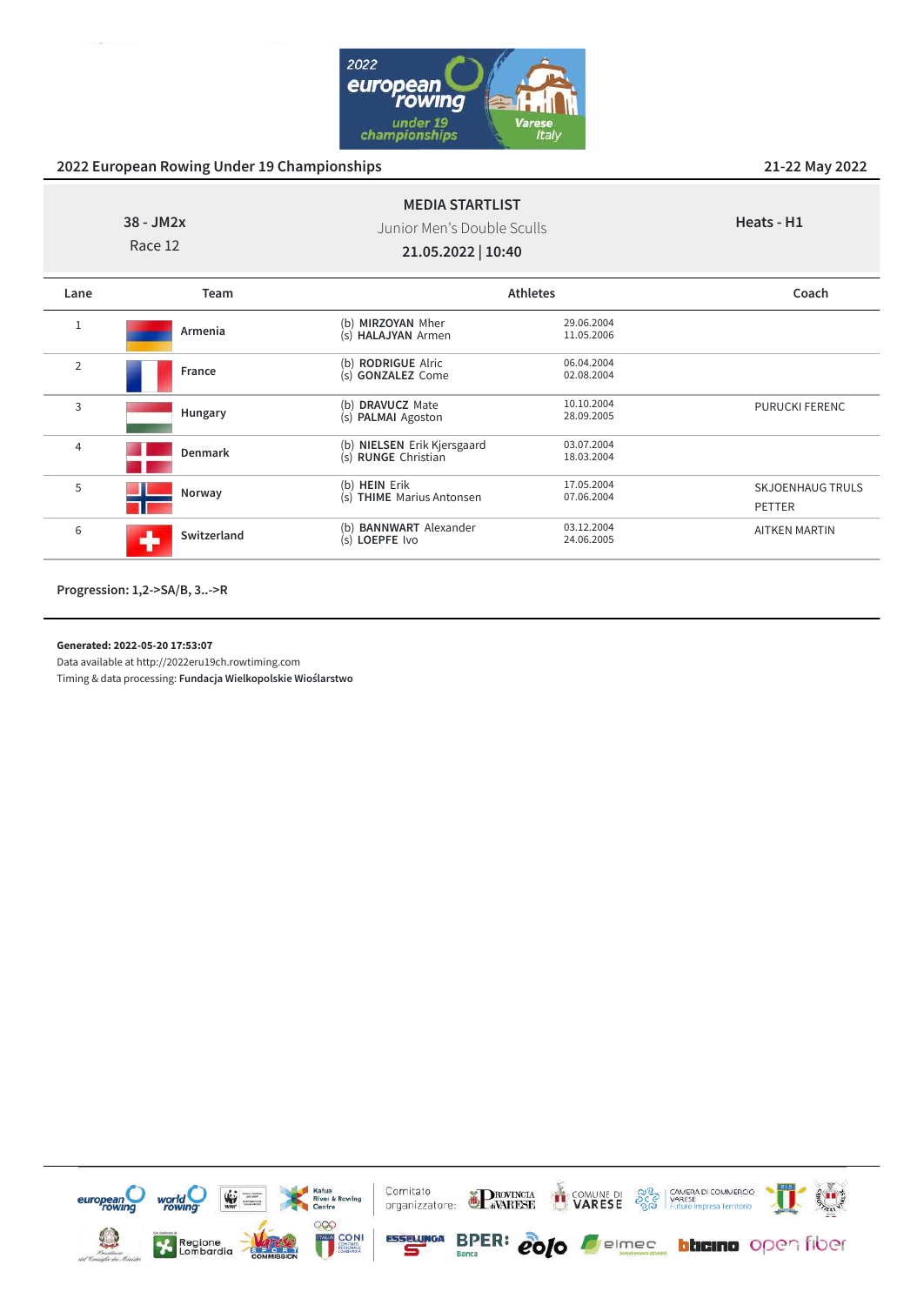## 2022 European Rowing Under 19 Championships

21-22 May 2022

**MEDIA STARTLIST**

38 - JM2x
Race 12

Junior Men's Double Sculls

**21.05.2022 | 10:40**

**Heats - H1**

| Lane | Team | Athletes | | Coach |
|---|---|---|---|---|
| 1 | Armenia | (b) **MIRZOYAN** Mher<br>(s) **HALAJYAN** Armen | 29.06.2004<br>11.05.2006 | |
| 2 | France | (b) **RODRIGUE** Alric<br>(s) **GONZALEZ** Come | 06.04.2004<br>02.08.2004 | |
| 3 | Hungary | (b) **DRAVUCZ** Mate<br>(s) **PALMAI** Agoston | 10.10.2004<br>28.09.2005 | PURUCKI FERENC |
| 4 | Denmark | (b) **NIELSEN** Erik Kjersgaard<br>(s) **RUNGE** Christian | 03.07.2004<br>18.03.2004 | |
| 5 | Norway | (b) **HEIN** Erik<br>(s) **THIME** Marius Antonsen | 17.05.2004<br>07.06.2004 | SKJOENHAUG TRULS PETTER |
| 6 | Switzerland | (b) **BANNWART** Alexander<br>(s) **LOEPFE** Ivo | 03.12.2004<br>24.06.2005 | AITKEN MARTIN |

**Progression: 1,2->SA/B, 3..->R**

**Generated: 2022-05-20 17:53:07**
Data available at http://2022eru19ch.rowtiming.com
Timing & data processing: **Fundacja Wielkopolskie Wioślarstwo**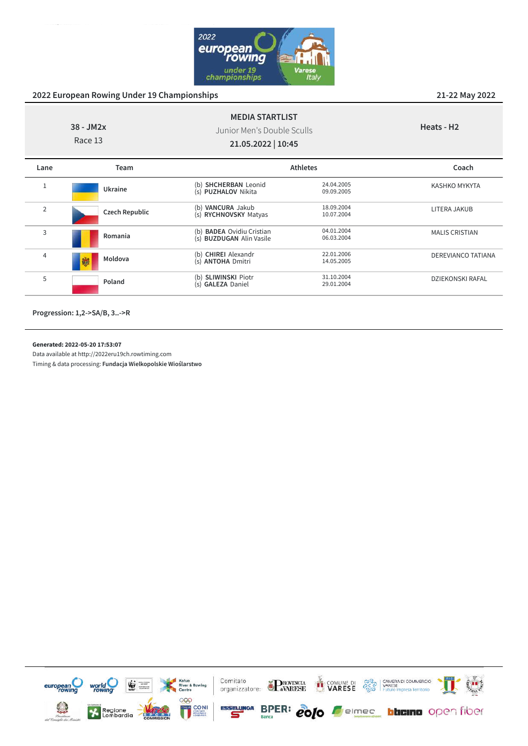## 2022 European Rowing Under 19 Championships

21-22 May 2022

**38 - JM2x**
Race 13

**MEDIA STARTLIST**
Junior Men's Double Sculls
**21.05.2022 | 10:45**

**Heats - H2**

| Lane | Team | Athletes | | Coach |
|---|---|---|---|---|
| 1 | Ukraine | (b) **SHCHERBAN** Leonid<br>(s) **PUZHALOV** Nikita | 24.04.2005<br>09.09.2005 | KASHKO MYKYTA |
| 2 | Czech Republic | (b) **VANCURA** Jakub<br>(s) **RYCHNOVSKY** Matyas | 18.09.2004<br>10.07.2004 | LITERA JAKUB |
| 3 | Romania | (b) **BADEA** Ovidiu Cristian<br>(s) **BUZDUGAN** Alin Vasile | 04.01.2004<br>06.03.2004 | MALIS CRISTIAN |
| 4 | Moldova | (b) **CHIREI** Alexandr<br>(s) **ANTOHA** Dmitri | 22.01.2006<br>14.05.2005 | DEREVIANCO TATIANA |
| 5 | Poland | (b) **SLIWINSKI** Piotr<br>(s) **GALEZA** Daniel | 31.10.2004<br>29.01.2004 | DZIEKONSKI RAFAL |

**Progression: 1,2->SA/B, 3..->R**

**Generated: 2022-05-20 17:53:07**
Data available at http://2022eru19ch.rowtiming.com
Timing & data processing: **Fundacja Wielkopolskie Wioślarstwo**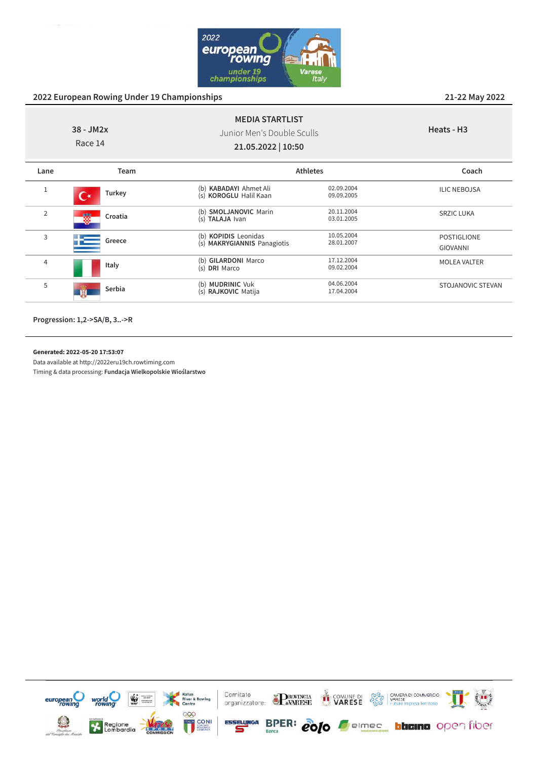## 2022 European Rowing Under 19 Championships

21-22 May 2022

**38 - JM2x**
Race 14

**MEDIA STARTLIST**
Junior Men's Double Sculls
**21.05.2022 | 10:50**

**Heats - H3**

| Lane | Team | Athletes | | Coach |
|---|---|---|---|---|
| 1 | Turkey | (b) **KABADAYI** Ahmet Ali<br>(s) **KOROGLU** Halil Kaan | 02.09.2004<br>09.09.2005 | ILIC NEBOJSA |
| 2 | Croatia | (b) **SMOLJANOVIC** Marin<br>(s) **TALAJA** Ivan | 20.11.2004<br>03.01.2005 | SRZIC LUKA |
| 3 | Greece | (b) **KOPIDIS** Leonidas<br>(s) **MAKRYGIANNIS** Panagiotis | 10.05.2004<br>28.01.2007 | POSTIGLIONE GIOVANNI |
| 4 | Italy | (b) **GILARDONI** Marco<br>(s) **DRI** Marco | 17.12.2004<br>09.02.2004 | MOLEA VALTER |
| 5 | Serbia | (b) **MUDRINIC** Vuk<br>(s) **RAJKOVIC** Matija | 04.06.2004<br>17.04.2004 | STOJANOVIC STEVAN |

**Progression: 1,2->SA/B, 3..->R**

**Generated: 2022-05-20 17:53:07**
Data available at http://2022eru19ch.rowtiming.com
Timing & data processing: **Fundacja Wielkopolskie Wioślarstwo**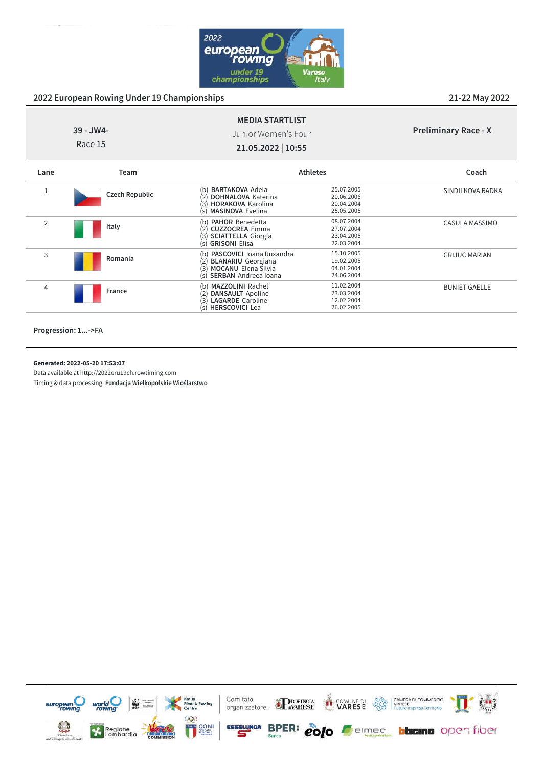## 2022 European Rowing Under 19 Championships

21-22 May 2022

**MEDIA STARTLIST**

39 - JW4-

Race 15

Junior Women's Four

**21.05.2022 | 10:55**

**Preliminary Race - X**

| Lane | Team | Athletes | | Coach |
|---|---|---|---|---|
| 1 | Czech Republic | (b) **BARTAKOVA** Adela<br>(2) **DOHNALOVA** Katerina<br>(3) **HORAKOVA** Karolina<br>(s) **MASINOVA** Evelina | 25.07.2005<br>20.06.2006<br>20.04.2004<br>25.05.2005 | SINDILKOVA RADKA |
| 2 | Italy | (b) **PAHOR** Benedetta<br>(2) **CUZZOCREA** Emma<br>(3) **SCIATTELLA** Giorgia<br>(s) **GRISONI** Elisa | 08.07.2004<br>27.07.2004<br>23.04.2005<br>22.03.2004 | CASULA MASSIMO |
| 3 | Romania | (b) **PASCOVICI** Ioana Ruxandra<br>(2) **BLANARIU** Georgiana<br>(3) **MOCANU** Elena Silvia<br>(s) **SERBAN** Andreea Ioana | 15.10.2005<br>19.02.2005<br>04.01.2004<br>24.06.2004 | GRIJUC MARIAN |
| 4 | France | (b) **MAZZOLINI** Rachel<br>(2) **DANSAULT** Apoline<br>(3) **LAGARDE** Caroline<br>(s) **HERSCOVICI** Lea | 11.02.2004<br>23.03.2004<br>12.02.2004<br>26.02.2005 | BUNIET GAELLE |

**Progression: 1...->FA**

**Generated: 2022-05-20 17:53:07**

Data available at http://2022eru19ch.rowtiming.com

Timing & data processing: **Fundacja Wielkopolskie Wioślarstwo**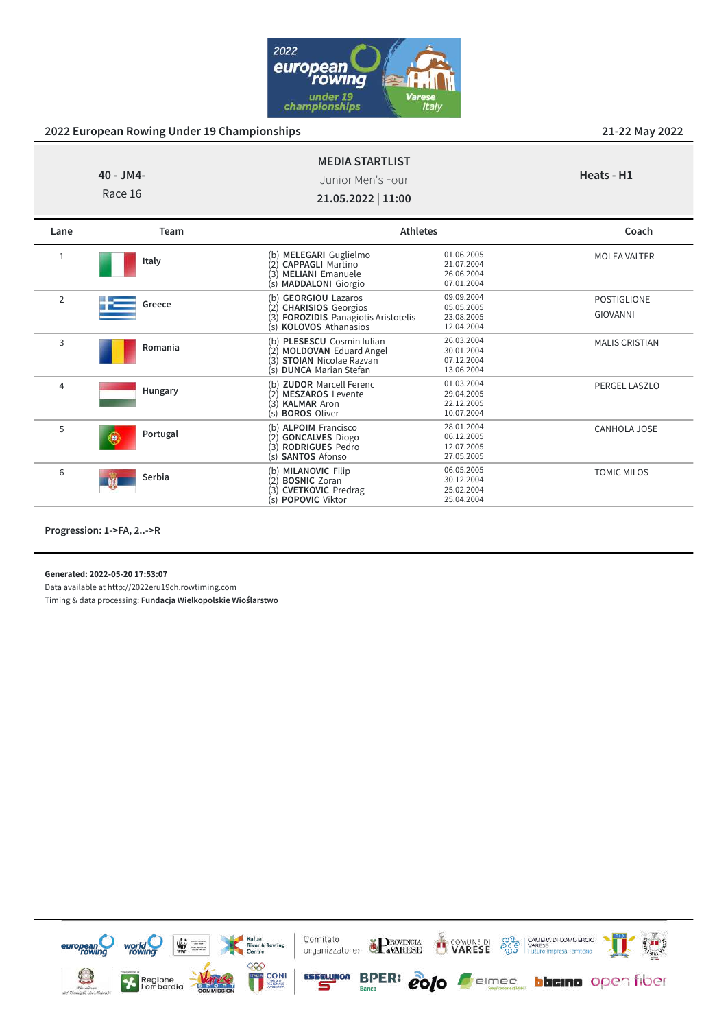## 2022 European Rowing Under 19 Championships

21-22 May 2022

**40 - JM4-**

Race 16

**MEDIA STARTLIST**

Junior Men's Four

**21.05.2022 | 11:00**

**Heats - H1**

| Lane | Team | Athletes | | Coach |
|---|---|---|---|---|
| 1 | Italy | (b) **MELEGARI** Guglielmo<br>(2) **CAPPAGLI** Martino<br>(3) **MELIANI** Emanuele<br>(s) **MADDALONI** Giorgio | 01.06.2005<br>21.07.2004<br>26.06.2004<br>07.01.2004 | MOLEA VALTER |
| 2 | Greece | (b) **GEORGIOU** Lazaros<br>(2) **CHARISIOS** Georgios<br>(3) **FOROZIDIS** Panagiotis Aristotelis<br>(s) **KOLOVOS** Athanasios | 09.09.2004<br>05.05.2005<br>23.08.2005<br>12.04.2004 | POSTIGLIONE GIOVANNI |
| 3 | Romania | (b) **PLESESCU** Cosmin Iulian<br>(2) **MOLDOVAN** Eduard Angel<br>(3) **STOIAN** Nicolae Razvan<br>(s) **DUNCA** Marian Stefan | 26.03.2004<br>30.01.2004<br>07.12.2004<br>13.06.2004 | MALIS CRISTIAN |
| 4 | Hungary | (b) **ZUDOR** Marcell Ferenc<br>(2) **MESZAROS** Levente<br>(3) **KALMAR** Aron<br>(s) **BOROS** Oliver | 01.03.2004<br>29.04.2005<br>22.12.2005<br>10.07.2004 | PERGEL LASZLO |
| 5 | Portugal | (b) **ALPOIM** Francisco<br>(2) **GONCALVES** Diogo<br>(3) **RODRIGUES** Pedro<br>(s) **SANTOS** Afonso | 28.01.2004<br>06.12.2005<br>12.07.2005<br>27.05.2005 | CANHOLA JOSE |
| 6 | Serbia | (b) **MILANOVIC** Filip<br>(2) **BOSNIC** Zoran<br>(3) **CVETKOVIC** Predrag<br>(s) **POPOVIC** Viktor | 06.05.2005<br>30.12.2004<br>25.02.2004<br>25.04.2004 | TOMIC MILOS |

**Progression: 1->FA, 2..->R**

**Generated: 2022-05-20 17:53:07**

Data available at http://2022eru19ch.rowtiming.com

Timing & data processing: **Fundacja Wielkopolskie Wioślarstwo**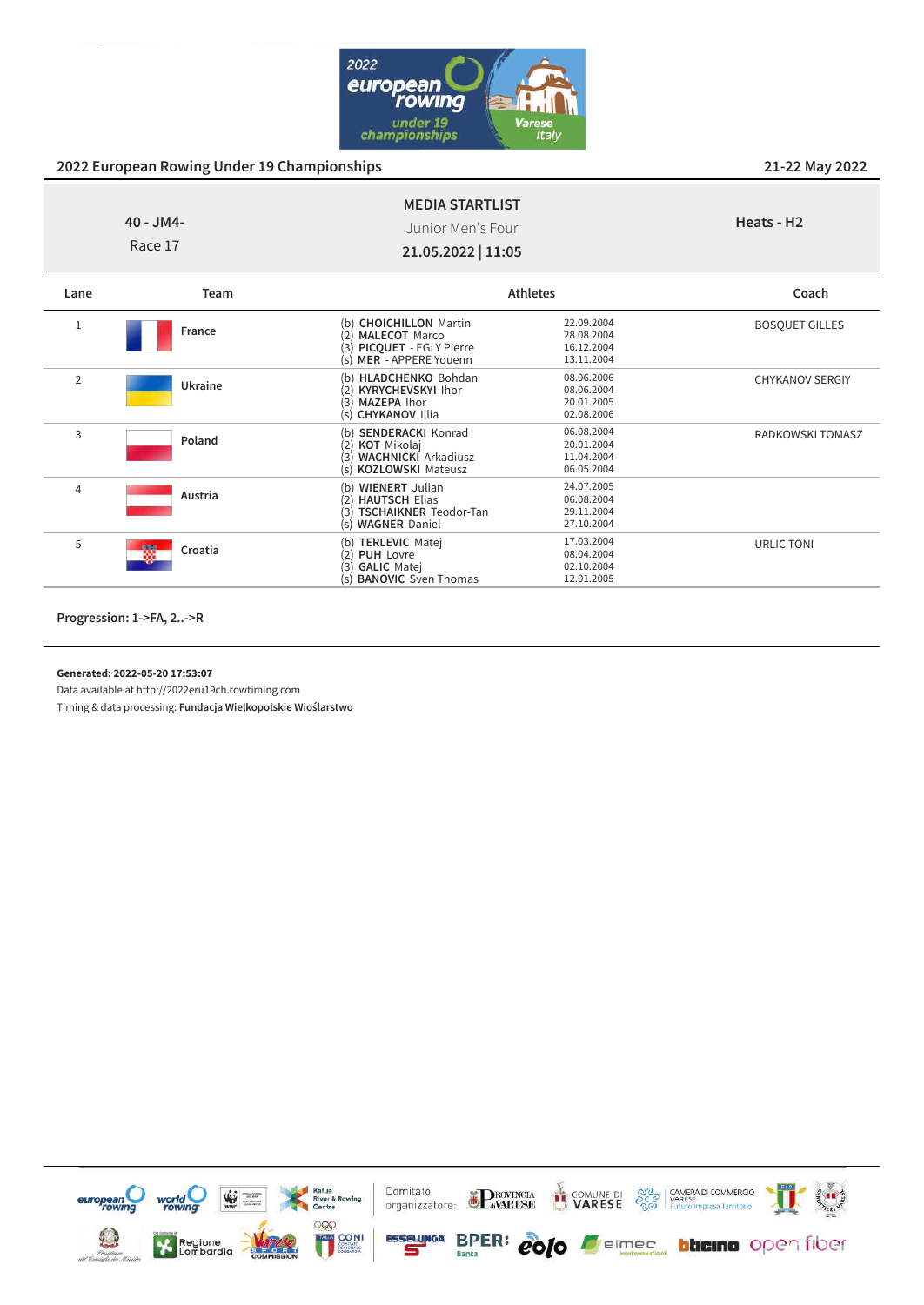# 2022 European Rowing Under 19 Championships

21-22 May 2022

**40 - JM4-**
Race 17

**MEDIA STARTLIST**
Junior Men's Four
**21.05.2022 | 11:05**

**Heats - H2**

| Lane | Team | Athletes | | Coach |
|---|---|---|---|---|
| 1 | France | (b) **CHOICHILLON** Martin<br>(2) **MALECOT** Marco<br>(3) **PICQUET** - EGLY Pierre<br>(s) **MER** - APPERE Youenn | 22.09.2004<br>28.08.2004<br>16.12.2004<br>13.11.2004 | BOSQUET GILLES |
| 2 | Ukraine | (b) **HLADCHENKO** Bohdan<br>(2) **KYRYCHEVSKYI** Ihor<br>(3) **MAZEPA** Ihor<br>(s) **CHYKANOV** Illia | 08.06.2006<br>08.06.2004<br>20.01.2005<br>02.08.2006 | CHYKANOV SERGIY |
| 3 | Poland | (b) **SENDERACKI** Konrad<br>(2) **KOT** Mikolaj<br>(3) **WACHNICKI** Arkadiusz<br>(s) **KOZLOWSKI** Mateusz | 06.08.2004<br>20.01.2004<br>11.04.2004<br>06.05.2004 | RADKOWSKI TOMASZ |
| 4 | Austria | (b) **WIENERT** Julian<br>(2) **HAUTSCH** Elias<br>(3) **TSCHAIKNER** Teodor-Tan<br>(s) **WAGNER** Daniel | 24.07.2005<br>06.08.2004<br>29.11.2004<br>27.10.2004 | |
| 5 | Croatia | (b) **TERLEVIC** Matej<br>(2) **PUH** Lovre<br>(3) **GALIC** Matej<br>(s) **BANOVIC** Sven Thomas | 17.03.2004<br>08.04.2004<br>02.10.2004<br>12.01.2005 | URLIC TONI |

**Progression: 1->FA, 2..->R**

**Generated: 2022-05-20 17:53:07**
Data available at http://2022eru19ch.rowtiming.com
Timing & data processing: **Fundacja Wielkopolskie Wioślarstwo**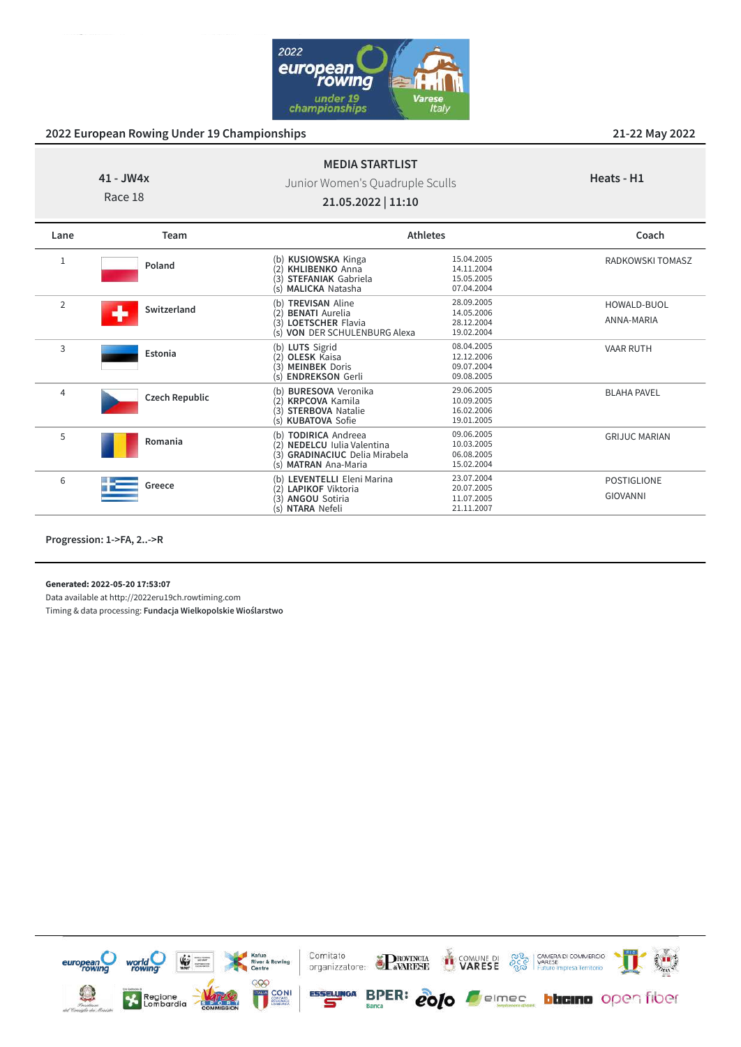## 2022 European Rowing Under 19 Championships

21-22 May 2022

**MEDIA STARTLIST**

41 - JW4x
Race 18

Junior Women's Quadruple Sculls

**21.05.2022 | 11:10**

**Heats - H1**

| Lane | Team | Athletes | | Coach |
|---|---|---|---|---|
| 1 | Poland | (b) **KUSIOWSKA** Kinga<br>(2) **KHLIBENKO** Anna<br>(3) **STEFANIAK** Gabriela<br>(s) **MALICKA** Natasha | 15.04.2005<br>14.11.2004<br>15.05.2005<br>07.04.2004 | RADKOWSKI TOMASZ |
| 2 | Switzerland | (b) **TREVISAN** Aline<br>(2) **BENATI** Aurelia<br>(3) **LOETSCHER** Flavia<br>(s) **VON DER SCHULENBURG** Alexa | 28.09.2005<br>14.05.2006<br>28.12.2004<br>19.02.2004 | HOWALD-BUOL<br>ANNA-MARIA |
| 3 | Estonia | (b) **LUTS** Sigrid<br>(2) **OLESK** Kaisa<br>(3) **MEINBEK** Doris<br>(s) **ENDREKSON** Gerli | 08.04.2005<br>12.12.2006<br>09.07.2004<br>09.08.2005 | VAAR RUTH |
| 4 | Czech Republic | (b) **BURESOVA** Veronika<br>(2) **KRPCOVA** Kamila<br>(3) **STERBOVA** Natalie<br>(s) **KUBATOVA** Sofie | 29.06.2005<br>10.09.2005<br>16.02.2006<br>19.01.2005 | BLAHA PAVEL |
| 5 | Romania | (b) **TODIRICA** Andreea<br>(2) **NEDELCU** Iulia Valentina<br>(3) **GRADINACIUC** Delia Mirabela<br>(s) **MATRAN** Ana-Maria | 09.06.2005<br>10.03.2005<br>06.08.2005<br>15.02.2004 | GRIJUC MARIAN |
| 6 | Greece | (b) **LEVENTELLI** Eleni Marina<br>(2) **LAPIKOF** Viktoria<br>(3) **ANGOU** Sotiria<br>(s) **NTARA** Nefeli | 23.07.2004<br>20.07.2005<br>11.07.2005<br>21.11.2007 | POSTIGLIONE<br>GIOVANNI |

**Progression: 1->FA, 2..->R**

**Generated: 2022-05-20 17:53:07**
Data available at http://2022eru19ch.rowtiming.com
Timing & data processing: **Fundacja Wielkopolskie Wioślarstwo**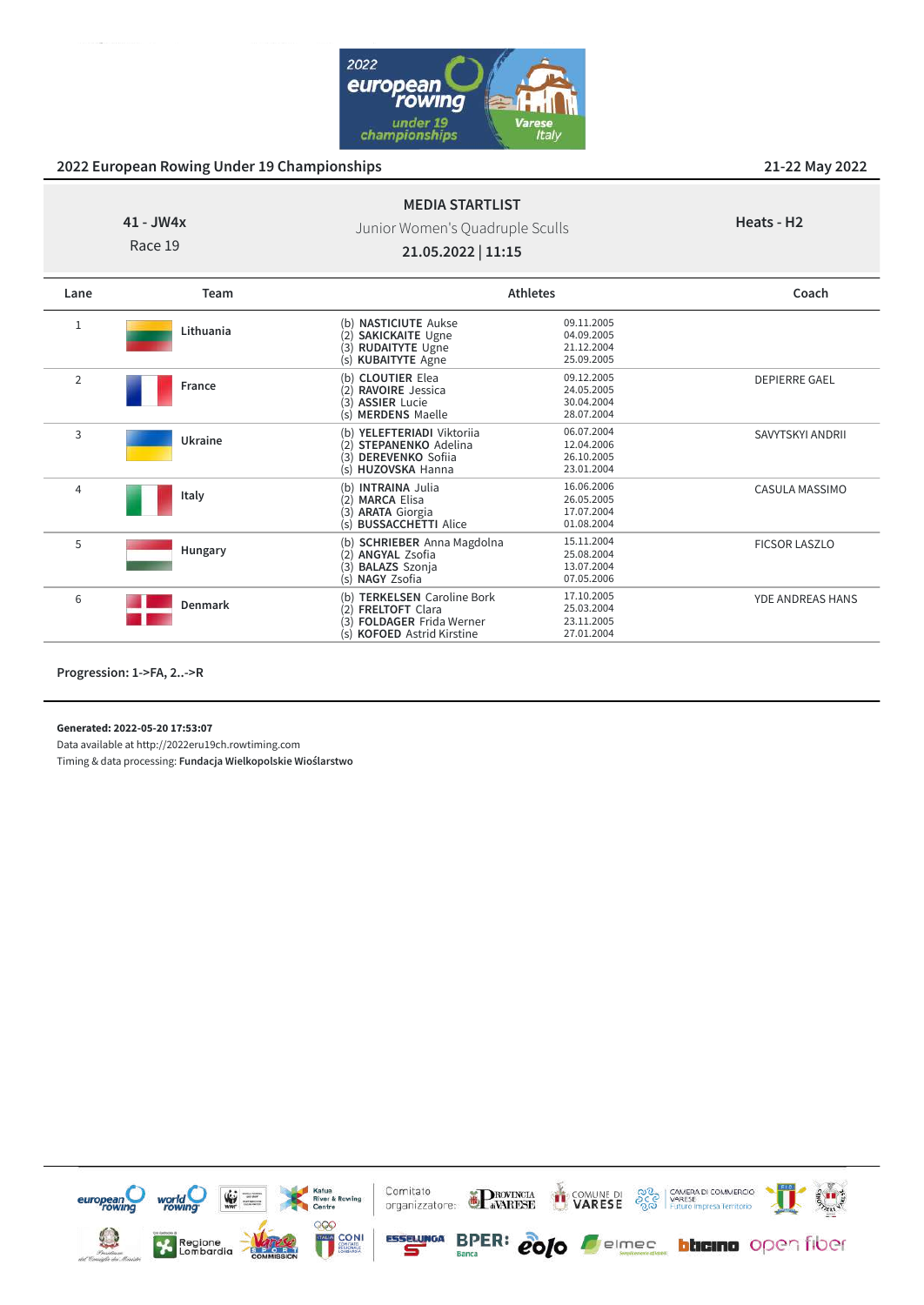## 2022 European Rowing Under 19 Championships

21-22 May 2022

**41 - JW4x**
Race 19

**MEDIA STARTLIST**
Junior Women's Quadruple Sculls
**21.05.2022 | 11:15**

**Heats - H2**

| Lane | Team | Athletes | | Coach |
|---|---|---|---|---|
| 1 | Lithuania | (b) **NASTICIUTE** Aukse<br>(2) **SAKICKAITE** Ugne<br>(3) **RUDAITYTE** Ugne<br>(s) **KUBAITYTE** Agne | 09.11.2005<br>04.09.2005<br>21.12.2004<br>25.09.2005 | |
| 2 | France | (b) **CLOUTIER** Elea<br>(2) **RAVOIRE** Jessica<br>(3) **ASSIER** Lucie<br>(s) **MERDENS** Maelle | 09.12.2005<br>24.05.2005<br>30.04.2004<br>28.07.2004 | DEPIERRE GAEL |
| 3 | Ukraine | (b) **YELEFTERIADI** Viktoriia<br>(2) **STEPANENKO** Adelina<br>(3) **DEREVENKO** Sofiia<br>(s) **HUZOVSKA** Hanna | 06.07.2004<br>12.04.2006<br>26.10.2005<br>23.01.2004 | SAVYTSKYI ANDRII |
| 4 | Italy | (b) **INTRAINA** Julia<br>(2) **MARCA** Elisa<br>(3) **ARATA** Giorgia<br>(s) **BUSSACCHETTI** Alice | 16.06.2006<br>26.05.2005<br>17.07.2004<br>01.08.2004 | CASULA MASSIMO |
| 5 | Hungary | (b) **SCHRIEBER** Anna Magdolna<br>(2) **ANGYAL** Zsofia<br>(3) **BALAZS** Szonja<br>(s) **NAGY** Zsofia | 15.11.2004<br>25.08.2004<br>13.07.2004<br>07.05.2006 | FICSOR LASZLO |
| 6 | Denmark | (b) **TERKELSEN** Caroline Bork<br>(2) **FRELTOFT** Clara<br>(3) **FOLDAGER** Frida Werner<br>(s) **KOFOED** Astrid Kirstine | 17.10.2005<br>25.03.2004<br>23.11.2005<br>27.01.2004 | YDE ANDREAS HANS |

**Progression: 1->FA, 2..->R**

**Generated: 2022-05-20 17:53:07**
Data available at http://2022eru19ch.rowtiming.com
Timing & data processing: **Fundacja Wielkopolskie Wioślarstwo**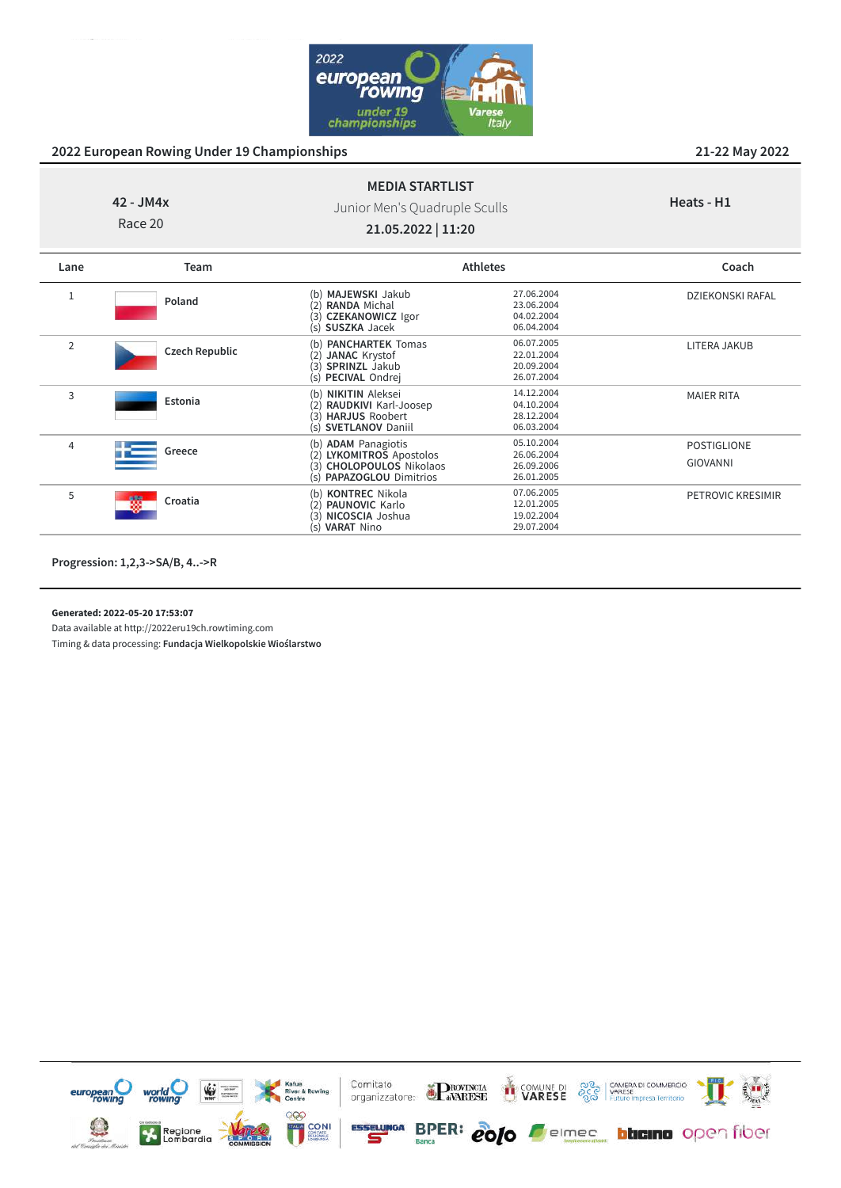# 2022 European Rowing Under 19 Championships

21-22 May 2022

**42 - JM4x**
Race 20

**MEDIA STARTLIST**
Junior Men's Quadruple Sculls
**21.05.2022 | 11:20**

**Heats - H1**

| Lane | Team | Athletes | | Coach |
|---|---|---|---|---|
| 1 | Poland | (b) **MAJEWSKI** Jakub<br>(2) **RANDA** Michal<br>(3) **CZEKANOWICZ** Igor<br>(s) **SUSZKA** Jacek | 27.06.2004<br>23.06.2004<br>04.02.2004<br>06.04.2004 | DZIEKONSKI RAFAL |
| 2 | Czech Republic | (b) **PANCHARTEK** Tomas<br>(2) **JANAC** Krystof<br>(3) **SPRINZL** Jakub<br>(s) **PECIVAL** Ondrej | 06.07.2005<br>22.01.2004<br>20.09.2004<br>26.07.2004 | LITERA JAKUB |
| 3 | Estonia | (b) **NIKITIN** Aleksei<br>(2) **RAUDKIVI** Karl-Joosep<br>(3) **HARJUS** Roobert<br>(s) **SVETLANOV** Daniil | 14.12.2004<br>04.10.2004<br>28.12.2004<br>06.03.2004 | MAIER RITA |
| 4 | Greece | (b) **ADAM** Panagiotis<br>(2) **LYKOMITROS** Apostolos<br>(3) **CHOLOPOULOS** Nikolaos<br>(s) **PAPAZOGLOU** Dimitrios | 05.10.2004<br>26.06.2004<br>26.09.2006<br>26.01.2005 | POSTIGLIONE GIOVANNI |
| 5 | Croatia | (b) **KONTREC** Nikola<br>(2) **PAUNOVIC** Karlo<br>(3) **NICOSCIA** Joshua<br>(s) **VARAT** Nino | 07.06.2005<br>12.01.2005<br>19.02.2004<br>29.07.2004 | PETROVIC KRESIMIR |

**Progression: 1,2,3->SA/B, 4..->R**

**Generated: 2022-05-20 17:53:07**
Data available at http://2022eru19ch.rowtiming.com
Timing & data processing: **Fundacja Wielkopolskie Wioślarstwo**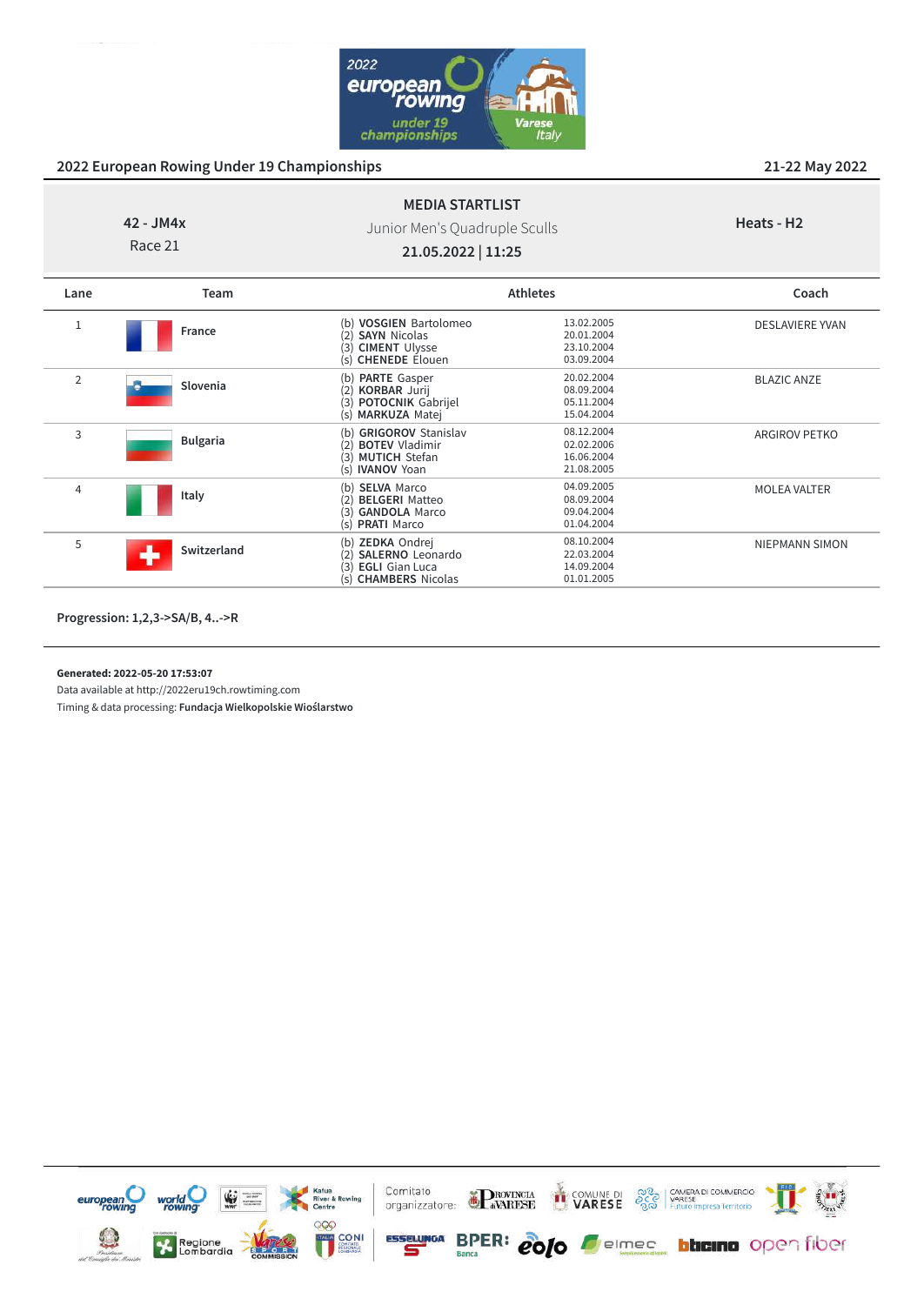## 2022 European Rowing Under 19 Championships

21-22 May 2022

**42 - JM4x**
Race 21

**MEDIA STARTLIST**
Junior Men's Quadruple Sculls
**21.05.2022 | 11:25**

**Heats - H2**

| Lane | Team | Athletes | | Coach |
|---|---|---|---|---|
| 1 | France | (b) **VOSGIEN** Bartolomeo<br>(2) **SAYN** Nicolas<br>(3) **CIMENT** Ulysse<br>(s) **CHENEDE** Elouen | 13.02.2005<br>20.01.2004<br>23.10.2004<br>03.09.2004 | DESLAVIERE YVAN |
| 2 | Slovenia | (b) **PARTE** Gasper<br>(2) **KORBAR** Jurij<br>(3) **POTOCNIK** Gabrijel<br>(s) **MARKUZA** Matej | 20.02.2004<br>08.09.2004<br>05.11.2004<br>15.04.2004 | BLAZIC ANZE |
| 3 | Bulgaria | (b) **GRIGOROV** Stanislav<br>(2) **BOTEV** Vladimir<br>(3) **MUTICH** Stefan<br>(s) **IVANOV** Yoan | 08.12.2004<br>02.02.2006<br>16.06.2004<br>21.08.2005 | ARGIROV PETKO |
| 4 | Italy | (b) **SELVA** Marco<br>(2) **BELGERI** Matteo<br>(3) **GANDOLA** Marco<br>(s) **PRATI** Marco | 04.09.2005<br>08.09.2004<br>09.04.2004<br>01.04.2004 | MOLEA VALTER |
| 5 | Switzerland | (b) **ZEDKA** Ondrej<br>(2) **SALERNO** Leonardo<br>(3) **EGLI** Gian Luca<br>(s) **CHAMBERS** Nicolas | 08.10.2004<br>22.03.2004<br>14.09.2004<br>01.01.2005 | NIEPMANN SIMON |

**Progression: 1,2,3->SA/B, 4..->R**

**Generated: 2022-05-20 17:53:07**
Data available at http://2022eru19ch.rowtiming.com
Timing & data processing: **Fundacja Wielkopolskie Wioślarstwo**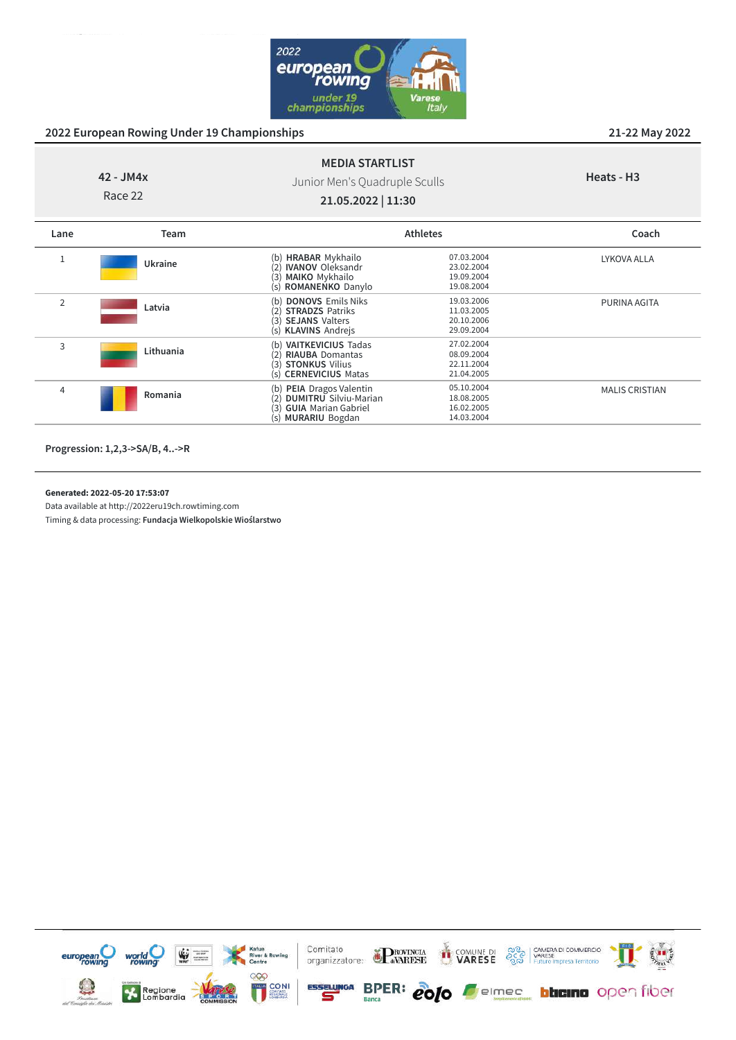## 2022 European Rowing Under 19 Championships

21-22 May 2022

**42 - JM4x**
Race 22

**MEDIA STARTLIST**
Junior Men's Quadruple Sculls
**21.05.2022 | 11:30**

**Heats - H3**

| Lane | Team | Athletes | | Coach |
|---|---|---|---|---|
| 1 | Ukraine | (b) **HRABAR** Mykhailo<br>(2) **IVANOV** Oleksandr<br>(3) **MAIKO** Mykhailo<br>(s) **ROMANENKO** Danylo | 07.03.2004<br>23.02.2004<br>19.09.2004<br>19.08.2004 | LYKOVA ALLA |
| 2 | Latvia | (b) **DONOVS** Emils Niks<br>(2) **STRADZS** Patriks<br>(3) **SEJANS** Valters<br>(s) **KLAVINS** Andrejs | 19.03.2006<br>11.03.2005<br>20.10.2006<br>29.09.2004 | PURINA AGITA |
| 3 | Lithuania | (b) **VAITKEVICIUS** Tadas<br>(2) **RIAUBA** Domantas<br>(3) **STONKUS** Vilius<br>(s) **CERNEVICIUS** Matas | 27.02.2004<br>08.09.2004<br>22.11.2004<br>21.04.2005 | |
| 4 | Romania | (b) **PEIA** Dragos Valentin<br>(2) **DUMITRU** Silviu-Marian<br>(3) **GUIA** Marian Gabriel<br>(s) **MURARIU** Bogdan | 05.10.2004<br>18.08.2005<br>16.02.2005<br>14.03.2004 | MALIS CRISTIAN |

**Progression: 1,2,3->SA/B, 4..->R**

**Generated: 2022-05-20 17:53:07**
Data available at http://2022eru19ch.rowtiming.com
Timing & data processing: **Fundacja Wielkopolskie Wioślarstwo**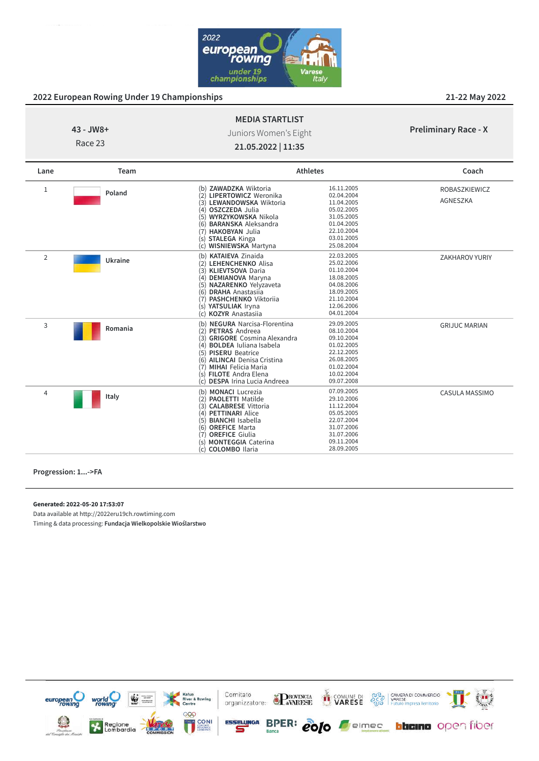## 2022 European Rowing Under 19 Championships

21-22 May 2022

**MEDIA STARTLIST**

43 - JW8+
Race 23

Juniors Women's Eight

**21.05.2022 | 11:35**

**Preliminary Race - X**

| Lane | Team | Athletes | | Coach |
|---|---|---|---|---|
| 1 | Poland | (b) **ZAWADZKA** Wiktoria | 16.11.2005 | ROBASZKIEWICZ AGNESZKA |
| | | (2) **LIPERTOWICZ** Weronika | 02.04.2004 | |
| | | (3) **LEWANDOWSKA** Wiktoria | 11.04.2005 | |
| | | (4) **OSZCZEDA** Julia | 05.02.2005 | |
| | | (5) **WYRZYKOWSKA** Nikola | 31.05.2005 | |
| | | (6) **BARANSKA** Aleksandra | 01.04.2005 | |
| | | (7) **HAKOBYAN** Julia | 22.10.2004 | |
| | | (s) **STALEGA** Kinga | 03.01.2005 | |
| | | (c) **WISNIEWSKA** Martyna | 25.08.2004 | |
| 2 | Ukraine | (b) **KATAIEVA** Zinaida | 22.03.2005 | ZAKHAROV YURIY |
| | | (2) **LEHENCHENKO** Alisa | 25.02.2006 | |
| | | (3) **KLIEVTSOVA** Daria | 01.10.2004 | |
| | | (4) **DEMIANOVA** Maryna | 18.08.2005 | |
| | | (5) **NAZARENKO** Yelyzaveta | 04.08.2006 | |
| | | (6) **DRAHA** Anastasiia | 18.09.2005 | |
| | | (7) **PASHCHENKO** Viktoriia | 21.10.2004 | |
| | | (s) **YATSULIAK** Iryna | 12.06.2006 | |
| | | (c) **KOZYR** Anastasiia | 04.01.2004 | |
| 3 | Romania | (b) **NEGURA** Narcisa-Florentina | 29.09.2005 | GRIJUC MARIAN |
| | | (2) **PETRAS** Andreea | 08.10.2004 | |
| | | (3) **GRIGORE** Cosmina Alexandra | 09.10.2004 | |
| | | (4) **BOLDEA** Iuliana Isabela | 01.02.2005 | |
| | | (5) **PISERU** Beatrice | 22.12.2005 | |
| | | (6) **AILINCAI** Denisa Cristina | 26.08.2005 | |
| | | (7) **MIHAI** Felicia Maria | 01.02.2004 | |
| | | (s) **FILOTE** Andra Elena | 10.02.2004 | |
| | | (c) **DESPA** Irina Lucia Andreea | 09.07.2008 | |
| 4 | Italy | (b) **MONACI** Lucrezia | 07.09.2005 | CASULA MASSIMO |
| | | (2) **PAOLETTI** Matilde | 29.10.2006 | |
| | | (3) **CALABRESE** Vittoria | 11.12.2004 | |
| | | (4) **PETTINARI** Alice | 05.05.2005 | |
| | | (5) **BIANCHI** Isabella | 22.07.2004 | |
| | | (6) **OREFICE** Marta | 31.07.2006 | |
| | | (7) **OREFICE** Giulia | 31.07.2006 | |
| | | (s) **MONTEGGIA** Caterina | 09.11.2004 | |
| | | (c) **COLOMBO** Ilaria | 28.09.2005 | |

**Progression: 1...->FA**

**Generated: 2022-05-20 17:53:07**
Data available at http://2022eru19ch.rowtiming.com
Timing & data processing: **Fundacja Wielkopolskie Wioślarstwo**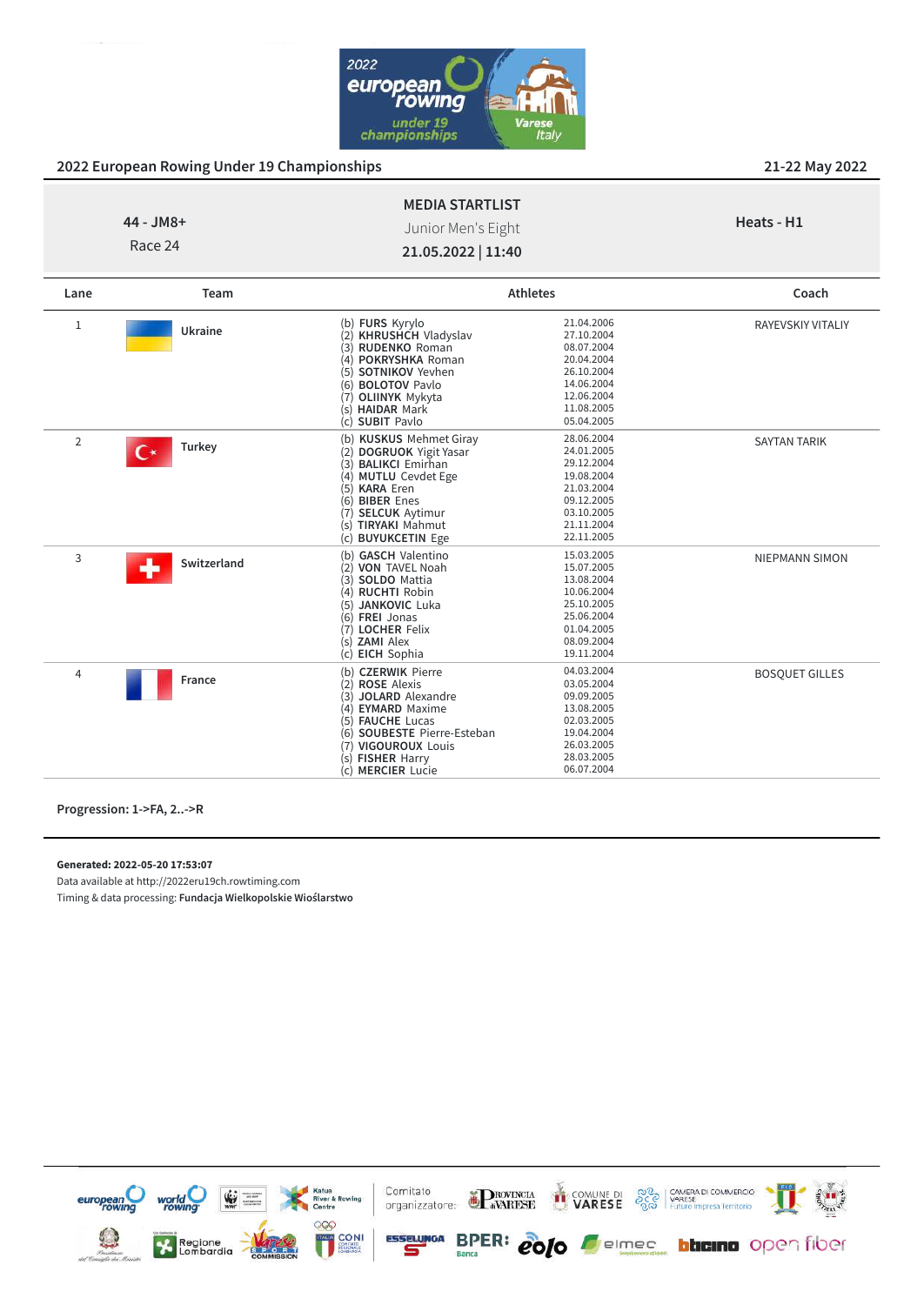## 2022 European Rowing Under 19 Championships

21-22 May 2022

**44 - JM8+**
Race 24

**MEDIA STARTLIST**
Junior Men's Eight
**21.05.2022 | 11:40**

**Heats - H1**

| Lane | Team | Athletes | | Coach |
|---|---|---|---|---|
| 1 | Ukraine | (b) **FURS** Kyrylo<br>(2) **KHRUSHCH** Vladyslav<br>(3) **RUDENKO** Roman<br>(4) **POKRYSHKA** Roman<br>(5) **SOTNIKOV** Yevhen<br>(6) **BOLOTOV** Pavlo<br>(7) **OLIINYK** Mykyta<br>(s) **HAIDAR** Mark<br>(c) **SUBIT** Pavlo | 21.04.2006<br>27.10.2004<br>08.07.2004<br>20.04.2004<br>26.10.2004<br>14.06.2004<br>12.06.2004<br>11.08.2005<br>05.04.2005 | RAYEVSKIY VITALIY |
| 2 | Turkey | (b) **KUSKUS** Mehmet Giray<br>(2) **DOGRUOK** Yigit Yasar<br>(3) **BALIKCI** Emirhan<br>(4) **MUTLU** Cevdet Ege<br>(5) **KARA** Eren<br>(6) **BIBER** Enes<br>(7) **SELCUK** Aytimur<br>(s) **TIRYAKI** Mahmut<br>(c) **BUYUKCETIN** Ege | 28.06.2004<br>24.01.2005<br>29.12.2004<br>19.08.2004<br>21.03.2004<br>09.12.2005<br>03.10.2005<br>21.11.2004<br>22.11.2005 | SAYTAN TARIK |
| 3 | Switzerland | (b) **GASCH** Valentino<br>(2) **VON TAVEL** Noah<br>(3) **SOLDO** Mattia<br>(4) **RUCHTI** Robin<br>(5) **JANKOVIC** Luka<br>(6) **FREI** Jonas<br>(7) **LOCHER** Felix<br>(s) **ZAMI** Alex<br>(c) **EICH** Sophia | 15.03.2005<br>15.07.2005<br>13.08.2004<br>10.06.2004<br>25.10.2005<br>25.06.2004<br>01.04.2005<br>08.09.2004<br>19.11.2004 | NIEPMANN SIMON |
| 4 | France | (b) **CZERWIK** Pierre<br>(2) **ROSE** Alexis<br>(3) **JOLARD** Alexandre<br>(4) **EYMARD** Maxime<br>(5) **FAUCHE** Lucas<br>(6) **SOUBESTE** Pierre-Esteban<br>(7) **VIGOUROUX** Louis<br>(s) **FISHER** Harry<br>(c) **MERCIER** Lucie | 04.03.2004<br>03.05.2004<br>09.09.2005<br>13.08.2005<br>02.03.2005<br>19.04.2004<br>26.03.2005<br>28.03.2005<br>06.07.2004 | BOSQUET GILLES |

**Progression: 1->FA, 2..->R**

**Generated: 2022-05-20 17:53:07**
Data available at http://2022eru19ch.rowtiming.com
Timing & data processing: **Fundacja Wielkopolskie Wioślarstwo**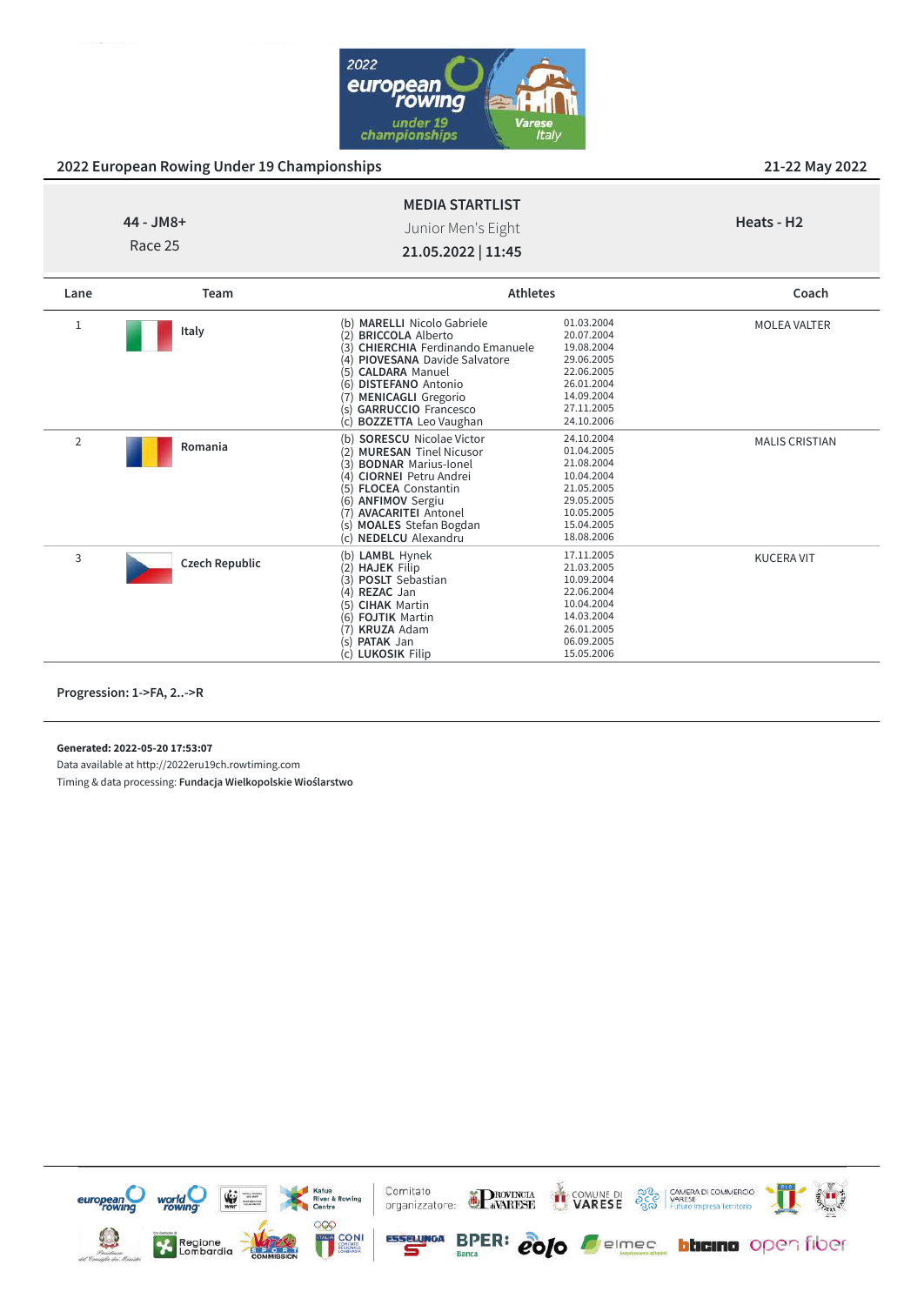## 2022 European Rowing Under 19 Championships

21-22 May 2022

**44 - JM8+**
Race 25

**MEDIA STARTLIST**
Junior Men's Eight
**21.05.2022 | 11:45**

**Heats - H2**

| Lane | Team | Athletes | | Coach |
|---|---|---|---|---|
| 1 | Italy | (b) **MARELLI** Nicolo Gabriele | 01.03.2004 | MOLEA VALTER |
| | | (2) **BRICCOLA** Alberto | 20.07.2004 | |
| | | (3) **CHIERCHIA** Ferdinando Emanuele | 19.08.2004 | |
| | | (4) **PIOVESANA** Davide Salvatore | 29.06.2005 | |
| | | (5) **CALDARA** Manuel | 22.06.2005 | |
| | | (6) **DISTEFANO** Antonio | 26.01.2004 | |
| | | (7) **MENICAGLI** Gregorio | 14.09.2004 | |
| | | (s) **GARRUCCIO** Francesco | 27.11.2005 | |
| | | (c) **BOZZETTA** Leo Vaughan | 24.10.2006 | |
| 2 | Romania | (b) **SORESCU** Nicolae Victor | 24.10.2004 | MALIS CRISTIAN |
| | | (2) **MURESAN** Tinel Nicusor | 01.04.2005 | |
| | | (3) **BODNAR** Marius-Ionel | 21.08.2004 | |
| | | (4) **CIORNEI** Petru Andrei | 10.04.2004 | |
| | | (5) **FLOCEA** Constantin | 21.05.2005 | |
| | | (6) **ANFIMOV** Sergiu | 29.05.2005 | |
| | | (7) **AVACARITEI** Antonel | 10.05.2005 | |
| | | (s) **MOALES** Stefan Bogdan | 15.04.2005 | |
| | | (c) **NEDELCU** Alexandru | 18.08.2006 | |
| 3 | Czech Republic | (b) **LAMBL** Hynek | 17.11.2005 | KUCERA VIT |
| | | (2) **HAJEK** Filip | 21.03.2005 | |
| | | (3) **POSLT** Sebastian | 10.09.2004 | |
| | | (4) **REZAC** Jan | 22.06.2004 | |
| | | (5) **CIHAK** Martin | 10.04.2004 | |
| | | (6) **FOJTIK** Martin | 14.03.2004 | |
| | | (7) **KRUZA** Adam | 26.01.2005 | |
| | | (s) **PATAK** Jan | 06.09.2005 | |
| | | (c) **LUKOSIK** Filip | 15.05.2006 | |

**Progression: 1->FA, 2..->R**

**Generated: 2022-05-20 17:53:07**
Data available at http://2022eru19ch.rowtiming.com
Timing & data processing: **Fundacja Wielkopolskie Wioślarstwo**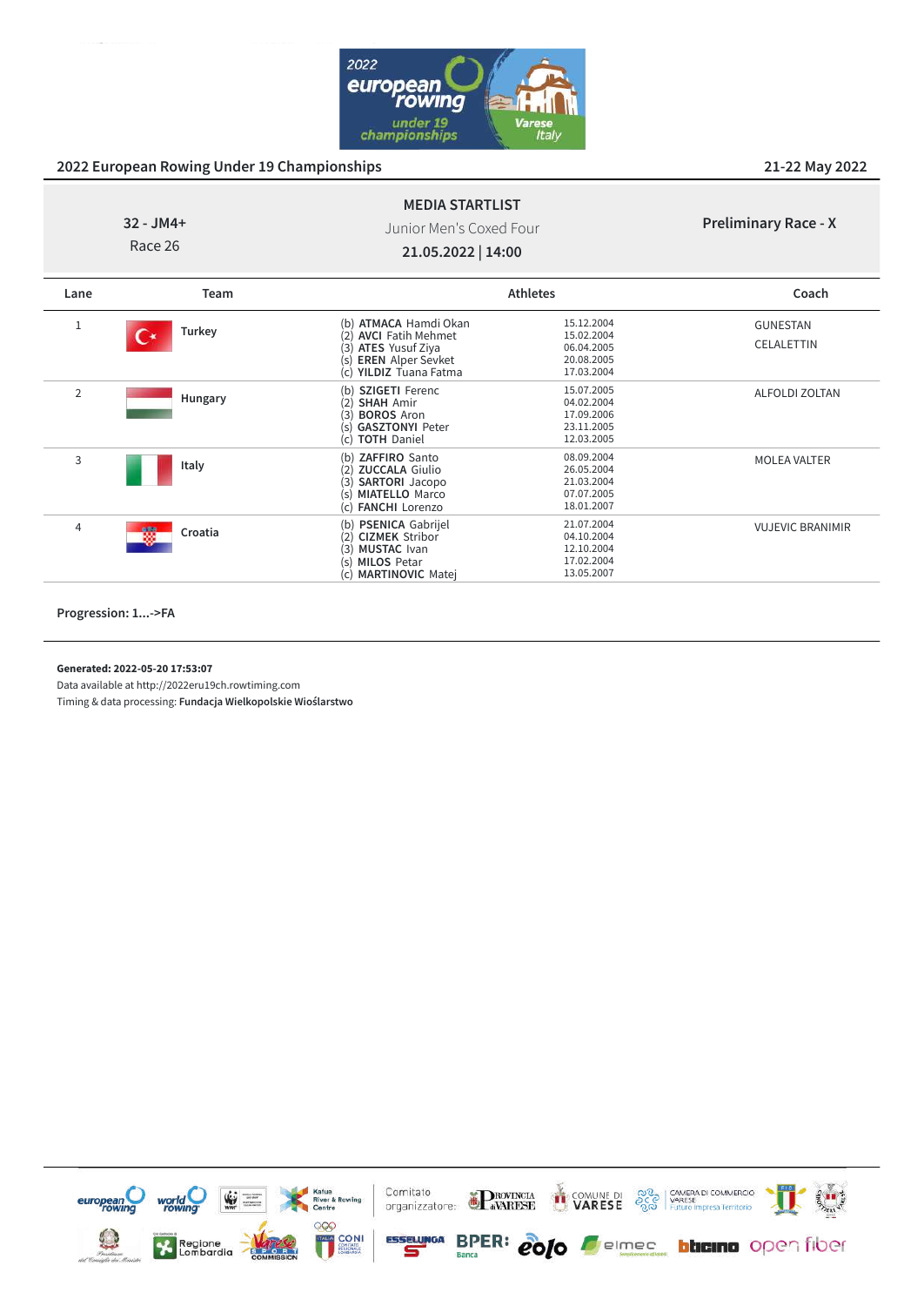# 2022 European Rowing Under 19 Championships

21-22 May 2022

**MEDIA STARTLIST**

Junior Men's Coxed Four

**21.05.2022 | 14:00**

**32 - JM4+**

Race 26

**Preliminary Race - X**

| Lane | Team | Athletes | | Coach |
|---|---|---|---|---|
| 1 | Turkey | (b) **ATMACA** Hamdi Okan<br>(2) **AVCI** Fatih Mehmet<br>(3) **ATES** Yusuf Ziya<br>(s) **EREN** Alper Sevket<br>(c) **YILDIZ** Tuana Fatma | 15.12.2004<br>15.02.2004<br>06.04.2005<br>20.08.2005<br>17.03.2004 | GUNESTAN<br>CELALETTIN |
| 2 | Hungary | (b) **SZIGETI** Ferenc<br>(2) **SHAH** Amir<br>(3) **BOROS** Aron<br>(s) **GASZTONYI** Peter<br>(c) **TOTH** Daniel | 15.07.2005<br>04.02.2004<br>17.09.2006<br>23.11.2005<br>12.03.2005 | ALFOLDI ZOLTAN |
| 3 | Italy | (b) **ZAFFIRO** Santo<br>(2) **ZUCCALA** Giulio<br>(3) **SARTORI** Jacopo<br>(s) **MIATELLO** Marco<br>(c) **FANCHI** Lorenzo | 08.09.2004<br>26.05.2004<br>21.03.2004<br>07.07.2005<br>18.01.2007 | MOLEA VALTER |
| 4 | Croatia | (b) **PSENICA** Gabrijel<br>(2) **CIZMEK** Stribor<br>(3) **MUSTAC** Ivan<br>(s) **MILOS** Petar<br>(c) **MARTINOVIC** Matej | 21.07.2004<br>04.10.2004<br>12.10.2004<br>17.02.2004<br>13.05.2007 | VUJEVIC BRANIMIR |

**Progression: 1...->FA**

**Generated: 2022-05-20 17:53:07**

Data available at http://2022eru19ch.rowtiming.com

Timing & data processing: **Fundacja Wielkopolskie Wioślarstwo**